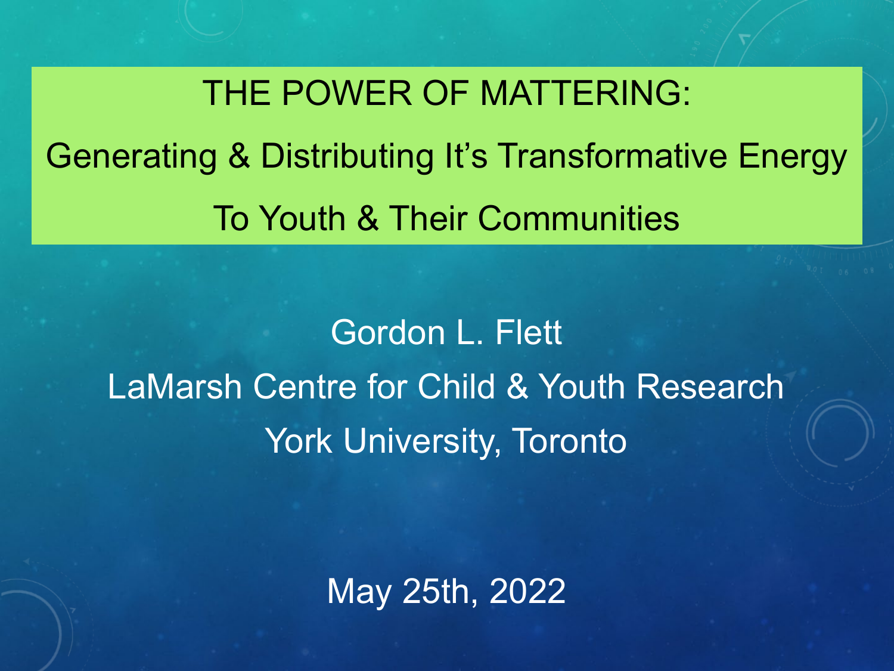# THE POWER OF MATTERING:

## Generating & Distributing It's Transformative Energy

## To Youth & Their Communities

Gordon L. Flett

LaMarsh Centre for Child & Youth Research

York University, Toronto

May 25th, 2022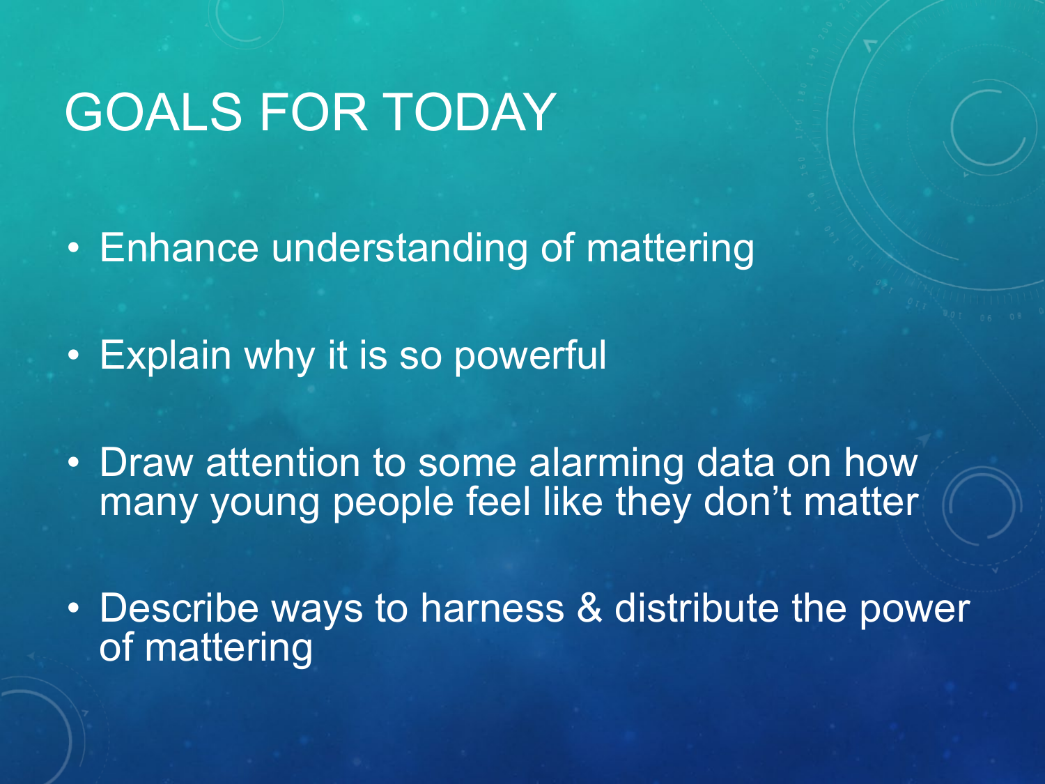# GOALS FOR TODAY

- Enhance understanding of mattering
- Explain why it is so powerful
- Draw attention to some alarming data on how many young people feel like they don't matter
- Describe ways to harness & distribute the power of mattering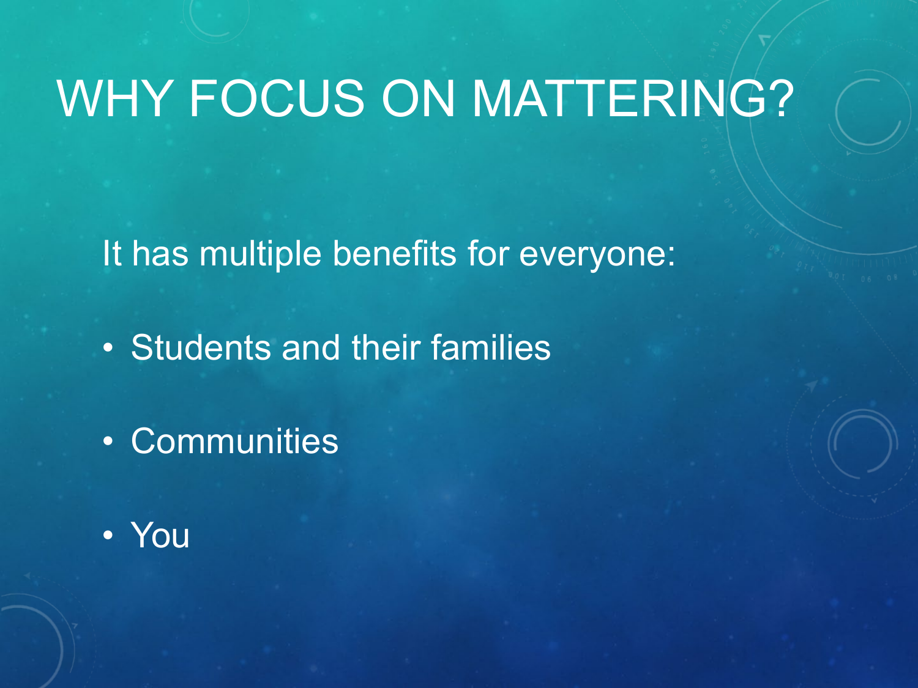# WHY FOCUS ON MATTERING?

It has multiple benefits for everyone:

- Students and their families
- Communities
- You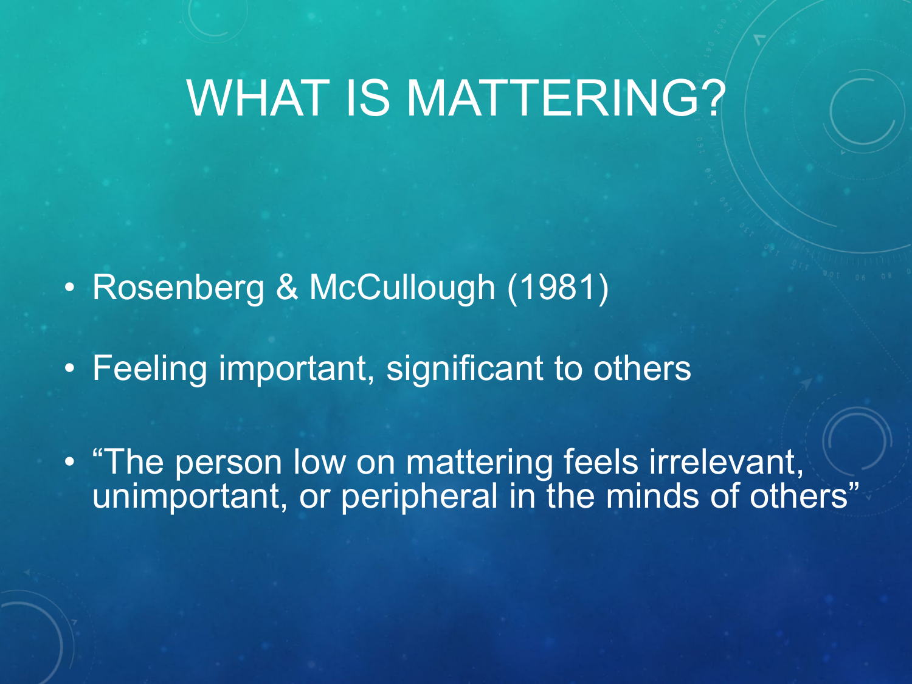# WHAT IS MATTERING?

- Rosenberg & McCullough (1981)
- Feeling important, significant to others
- “The person low on mattering feels irrelevant, unimportant, or peripheral in the minds of others”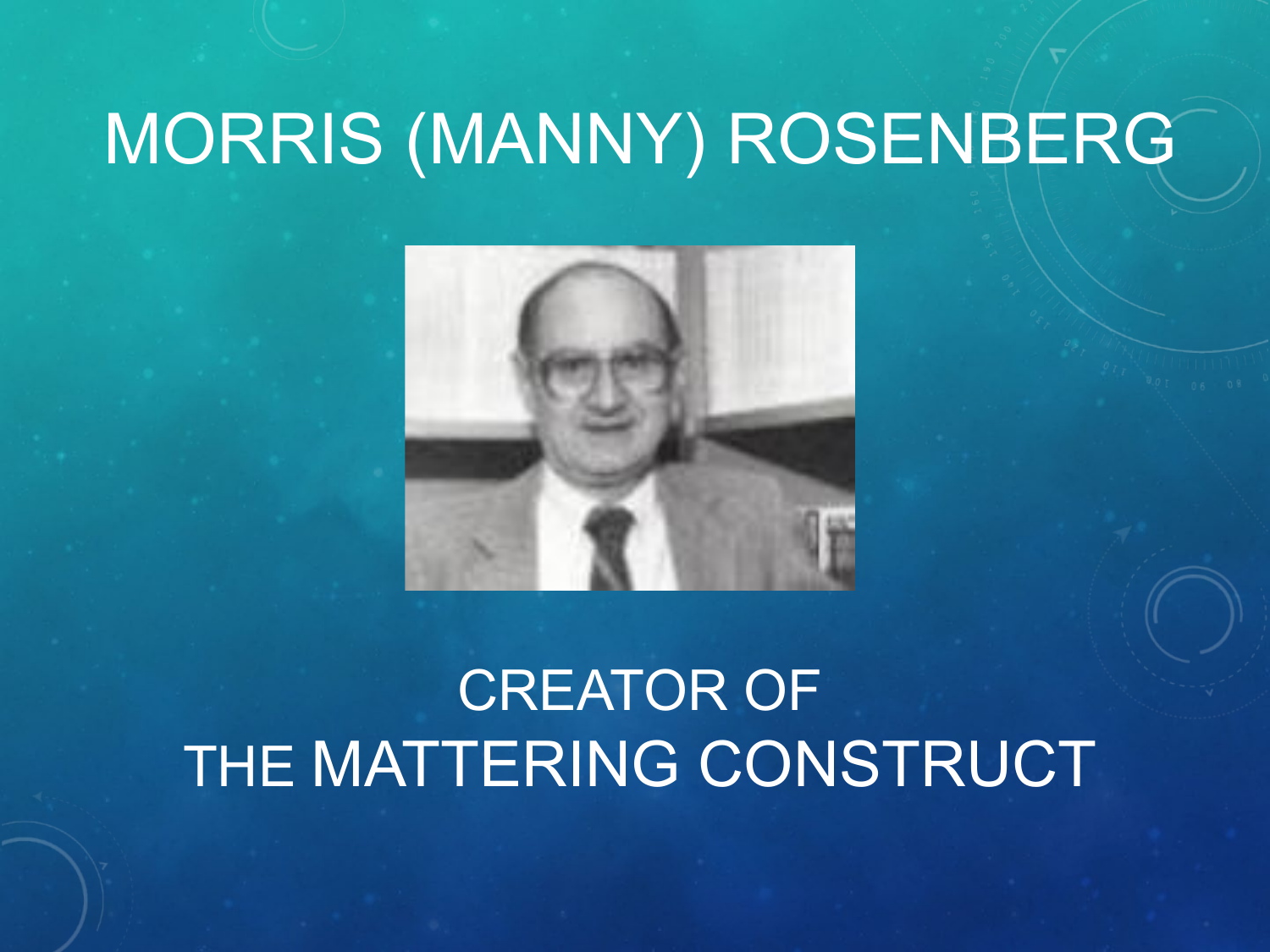# MORRIS (MANNY) ROSENBERG

CREATOR OF
THE MATTERING CONSTRUCT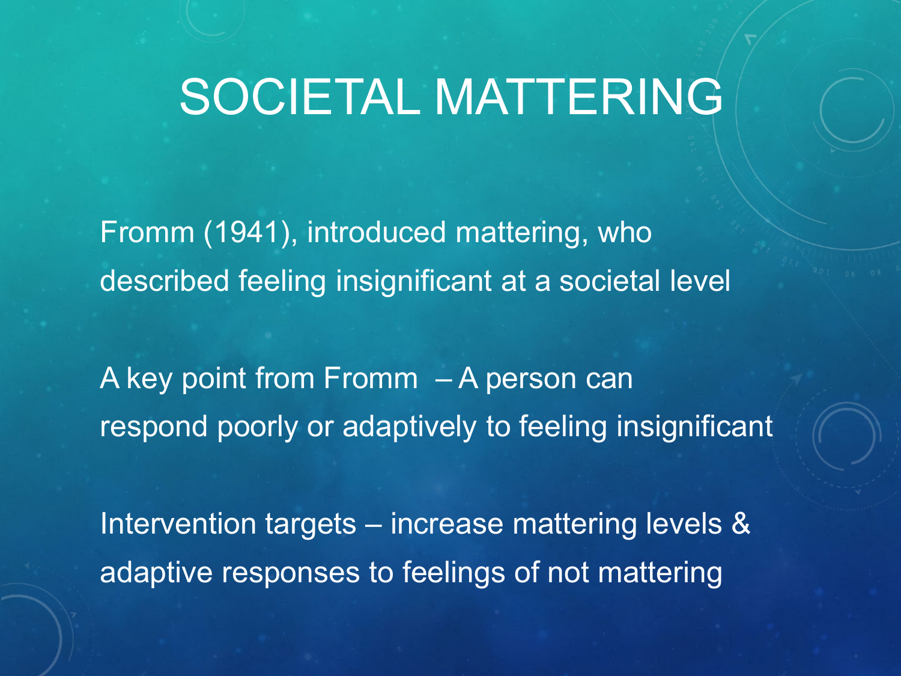# SOCIETAL MATTERING

Fromm (1941), introduced mattering, who described feeling insignificant at a societal level

A key point from Fromm – A person can respond poorly or adaptively to feeling insignificant

Intervention targets – increase mattering levels & adaptive responses to feelings of not mattering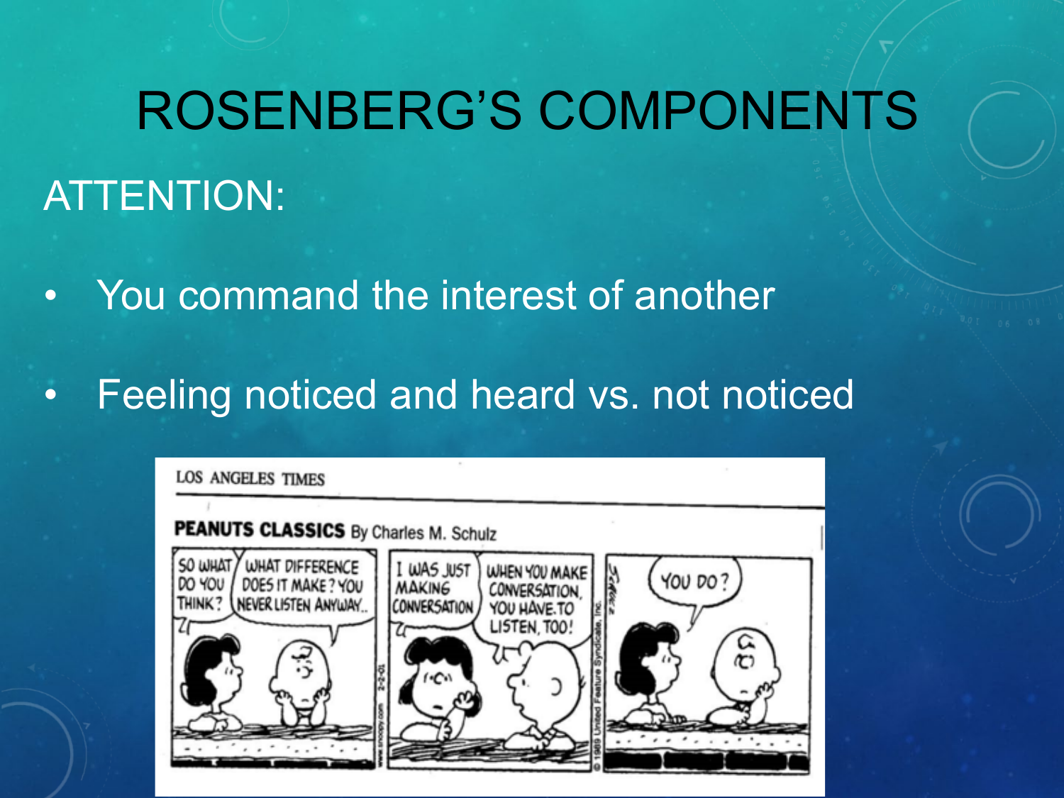# ROSENBERG'S COMPONENTS

## ATTENTION:

- You command the interest of another
- Feeling noticed and heard vs. not noticed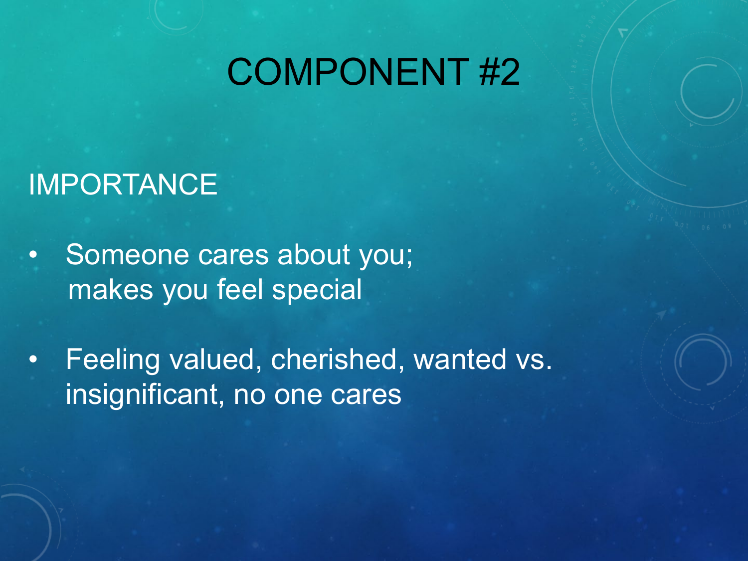# COMPONENT #2

IMPORTANCE

- Someone cares about you; makes you feel special
- Feeling valued, cherished, wanted vs. insignificant, no one cares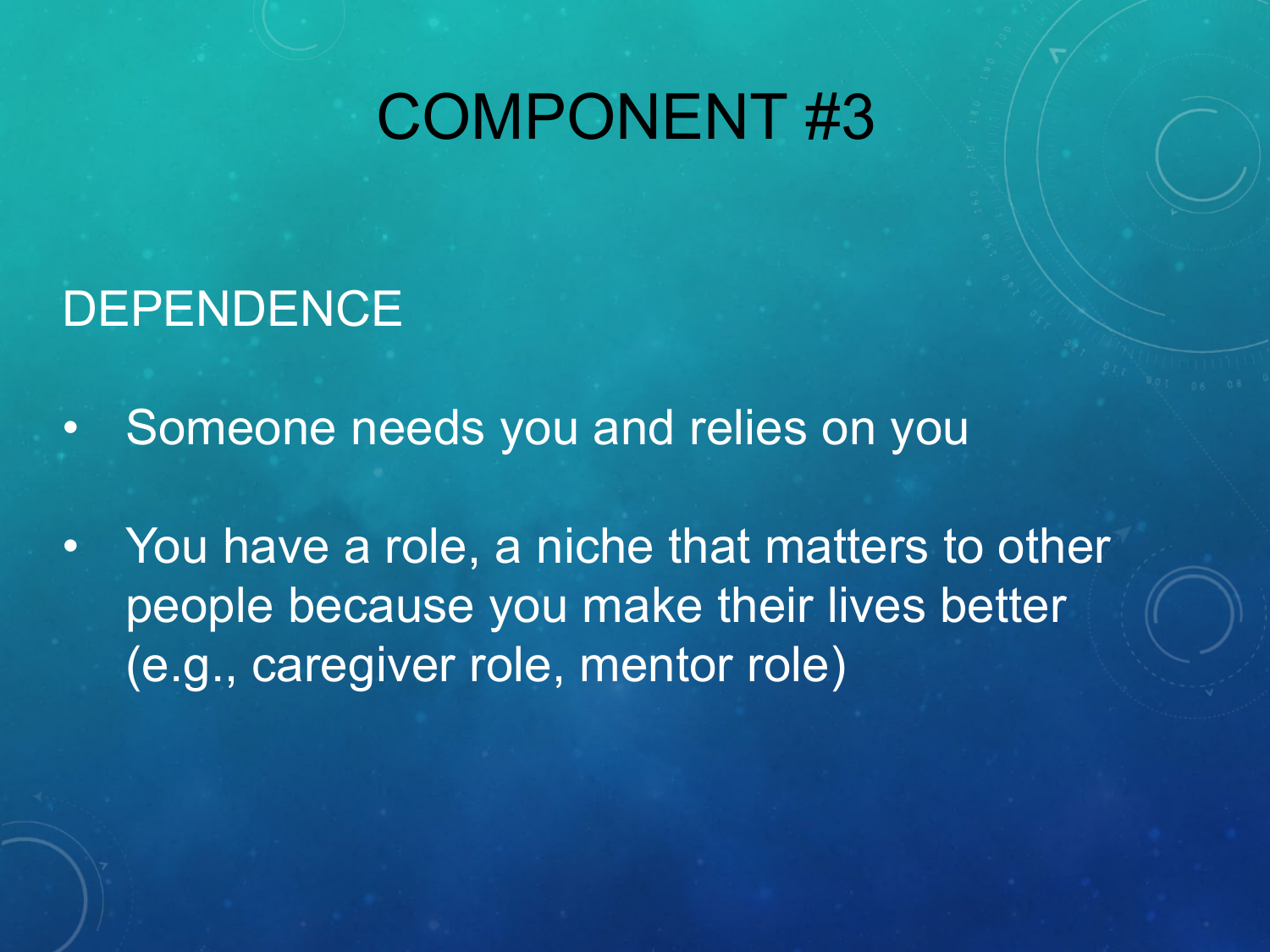# COMPONENT #3

## DEPENDENCE

- Someone needs you and relies on you
- You have a role, a niche that matters to other people because you make their lives better (e.g., caregiver role, mentor role)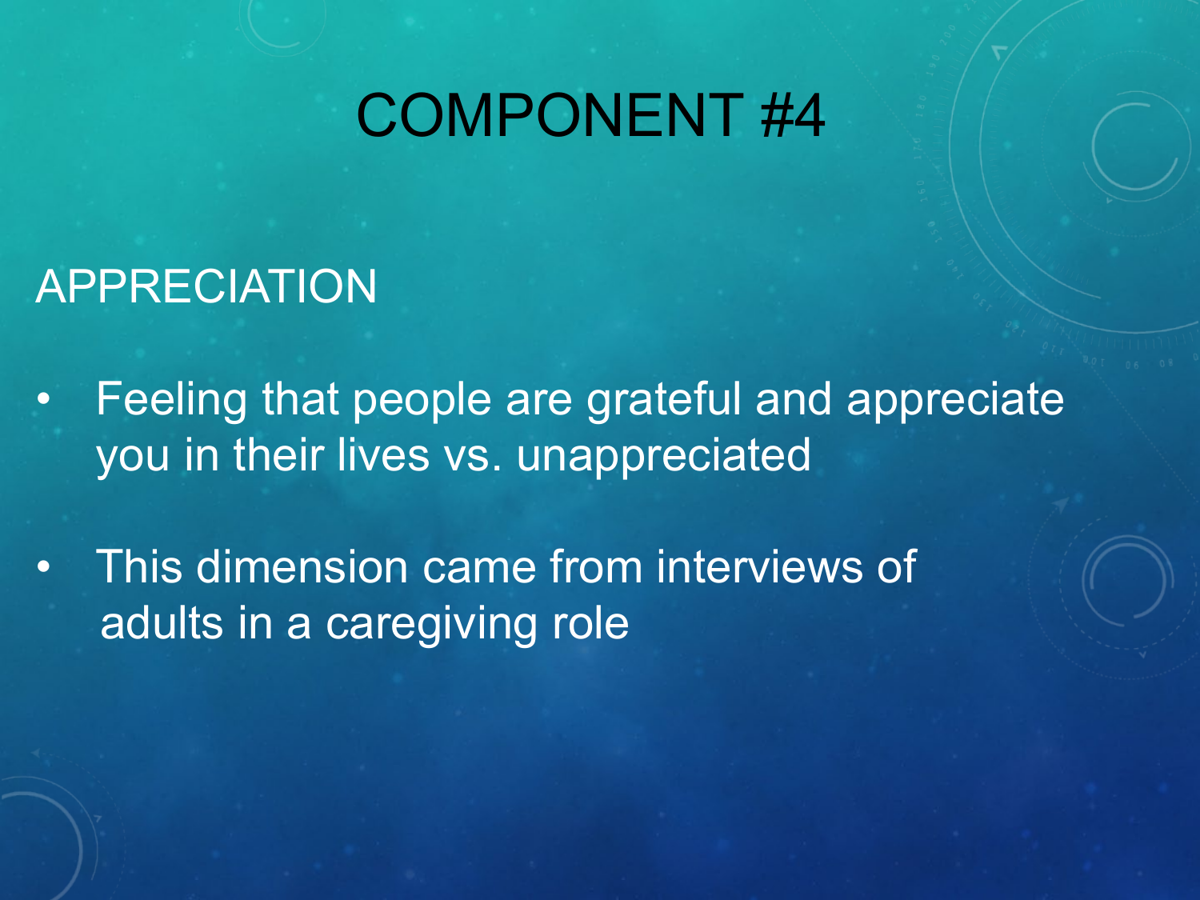# COMPONENT #4

## APPRECIATION

- Feeling that people are grateful and appreciate you in their lives vs. unappreciated
- This dimension came from interviews of adults in a caregiving role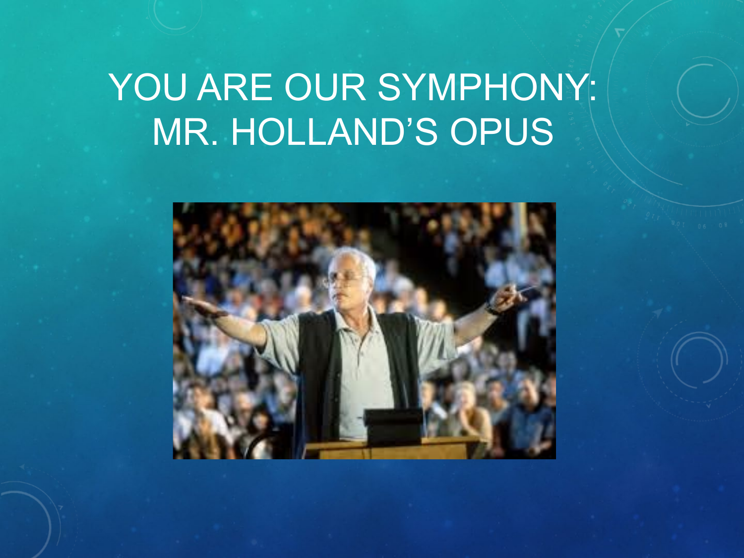# YOU ARE OUR SYMPHONY: MR. HOLLAND'S OPUS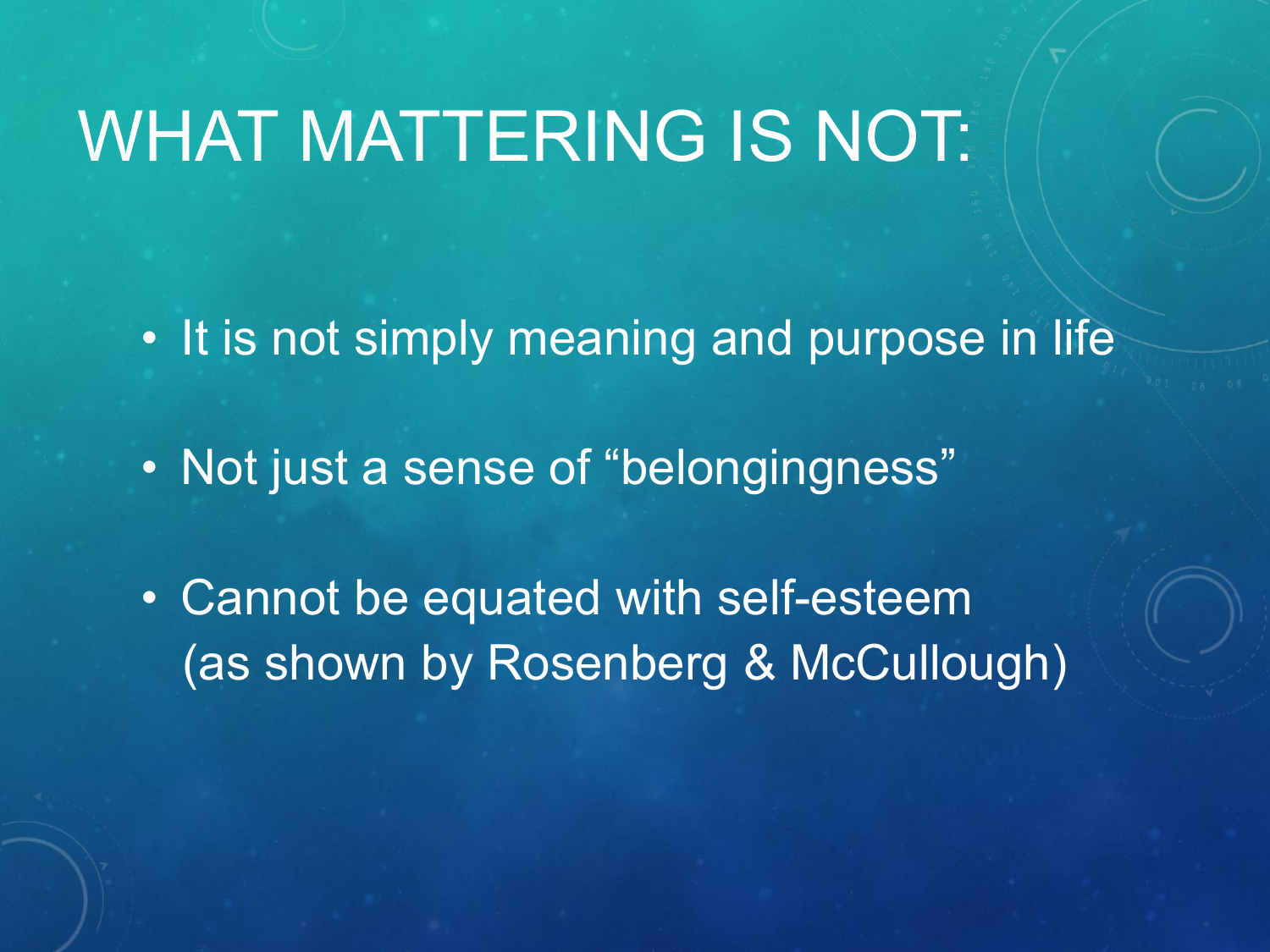# WHAT MATTERING IS NOT:

- It is not simply meaning and purpose in life
- Not just a sense of "belongingness"
- Cannot be equated with self-esteem (as shown by Rosenberg & McCullough)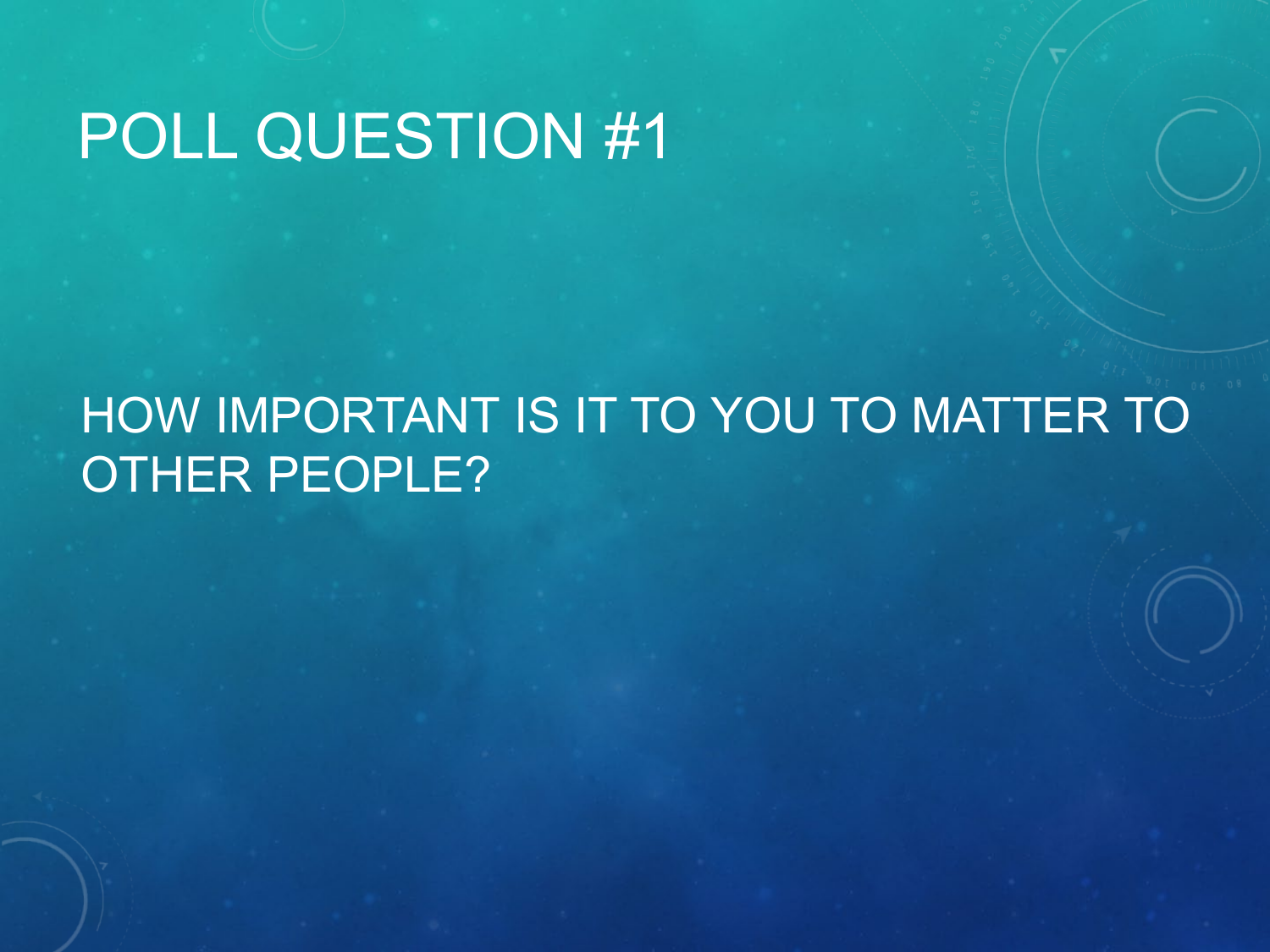# POLL QUESTION #1

HOW IMPORTANT IS IT TO YOU TO MATTER TO OTHER PEOPLE?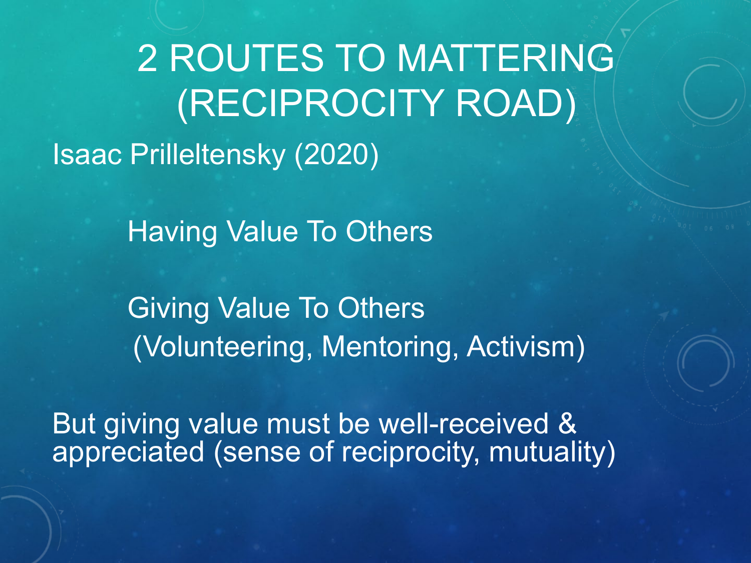# 2 ROUTES TO MATTERING (RECIPROCITY ROAD)

Isaac Prilleltensky (2020)

Having Value To Others

Giving Value To Others
(Volunteering, Mentoring, Activism)

But giving value must be well-received & appreciated (sense of reciprocity, mutuality)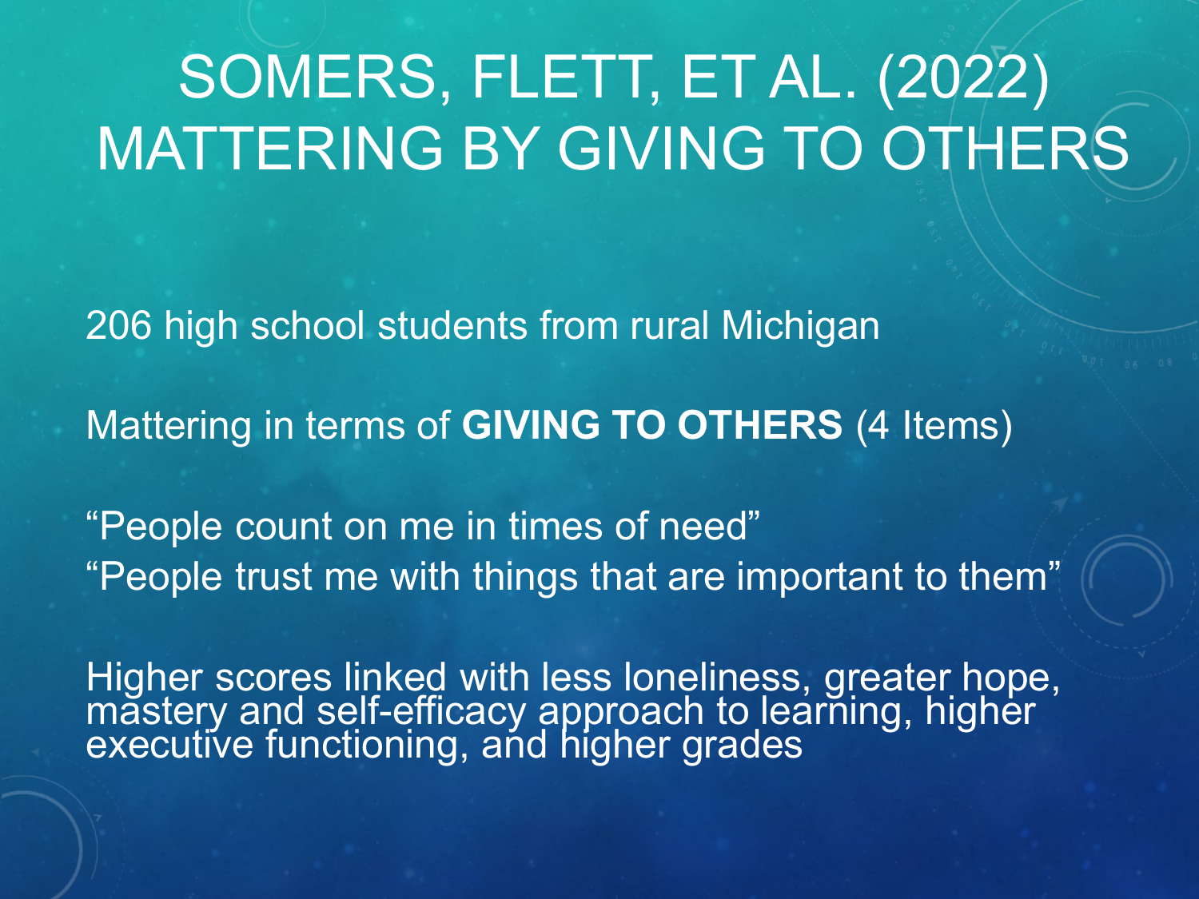# SOMERS, FLETT, ET AL. (2022) MATTERING BY GIVING TO OTHERS

206 high school students from rural Michigan

Mattering in terms of **GIVING TO OTHERS** (4 Items)

"People count on me in times of need"
"People trust me with things that are important to them"

Higher scores linked with less loneliness, greater hope, mastery and self-efficacy approach to learning, higher executive functioning, and higher grades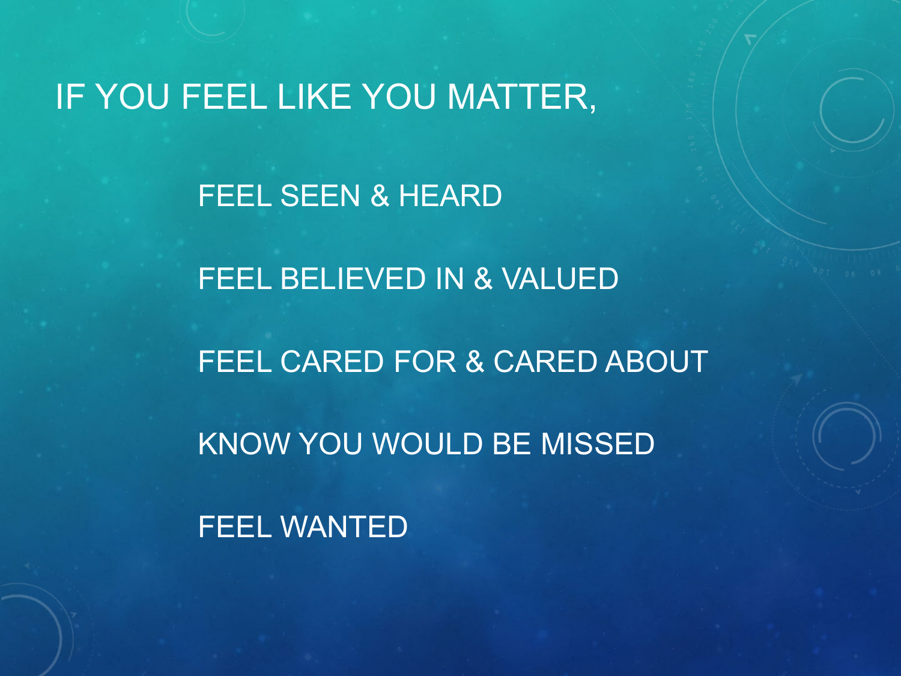# IF YOU FEEL LIKE YOU MATTER,

- FEEL SEEN & HEARD
- FEEL BELIEVED IN & VALUED
- FEEL CARED FOR & CARED ABOUT
- KNOW YOU WOULD BE MISSED
- FEEL WANTED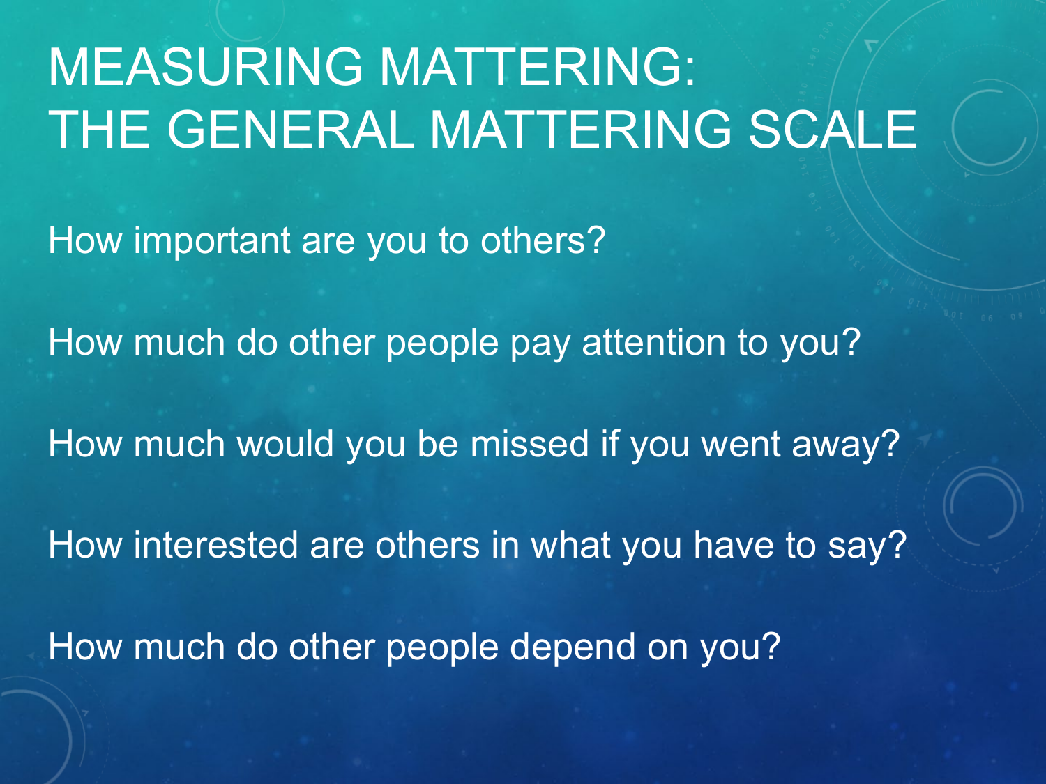# MEASURING MATTERING: THE GENERAL MATTERING SCALE

How important are you to others?

How much do other people pay attention to you?

How much would you be missed if you went away?

How interested are others in what you have to say?

How much do other people depend on you?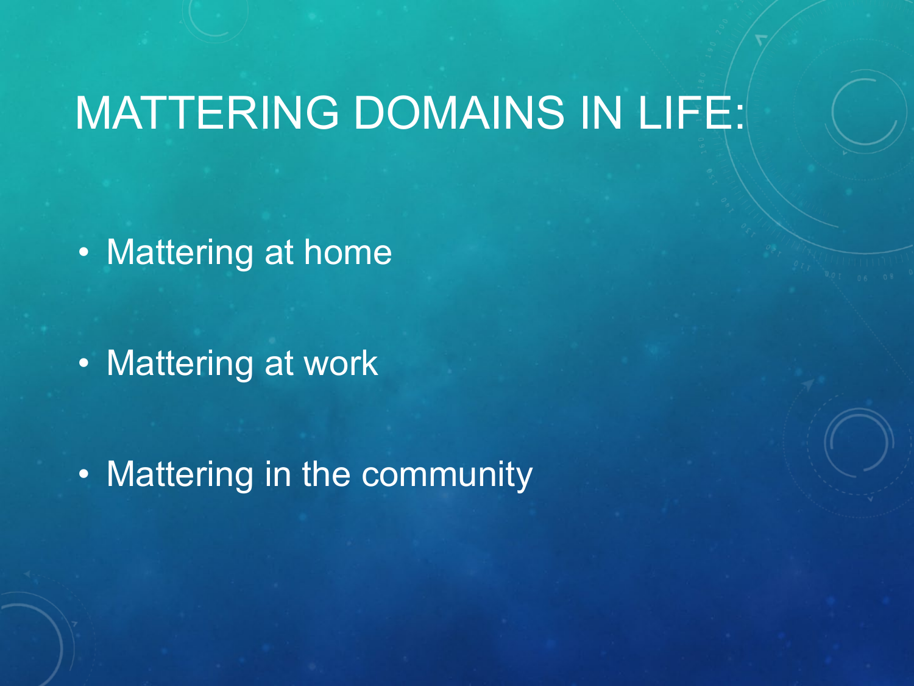# MATTERING DOMAINS IN LIFE:

- Mattering at home
- Mattering at work
- Mattering in the community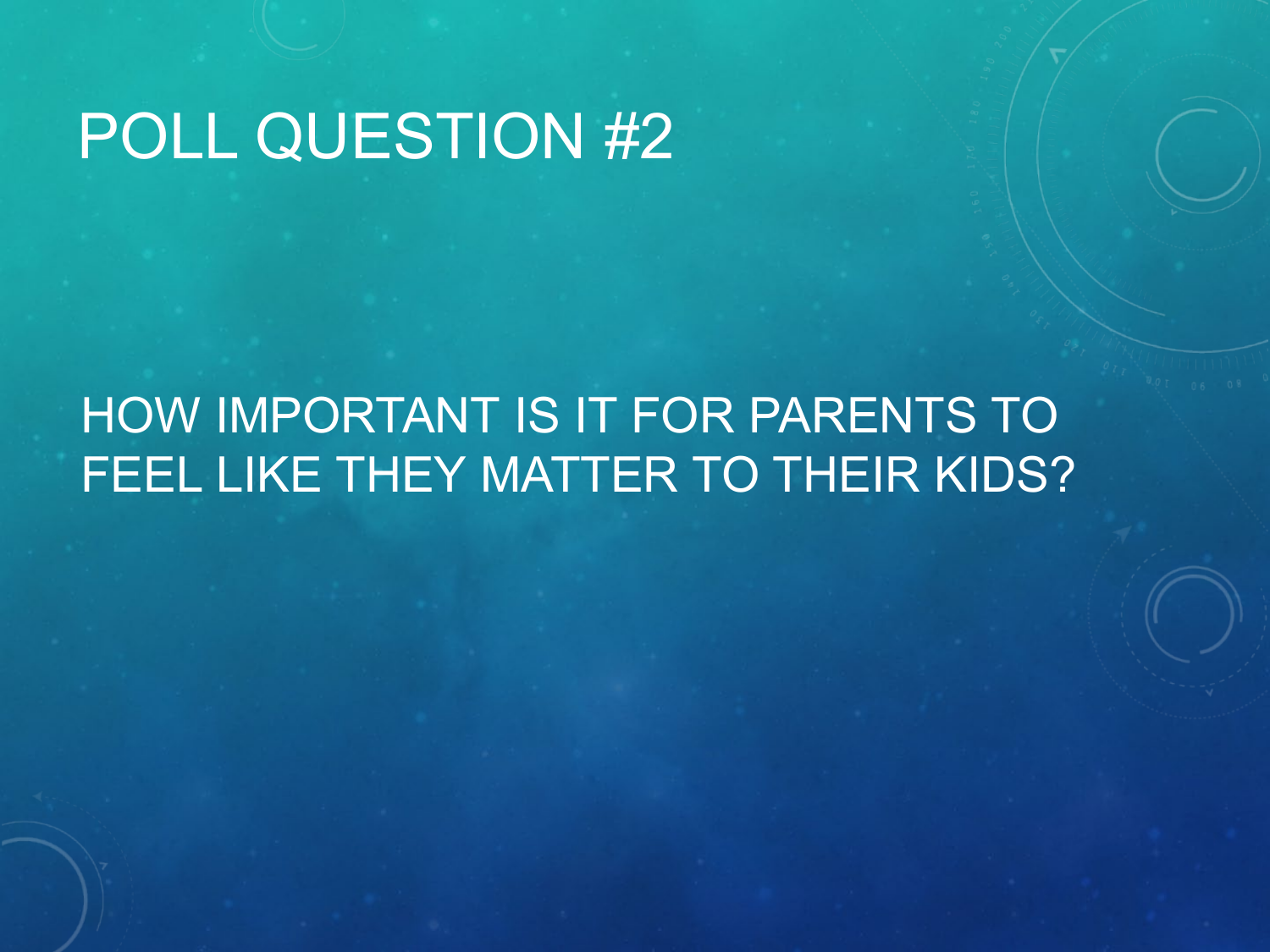# POLL QUESTION #2

HOW IMPORTANT IS IT FOR PARENTS TO FEEL LIKE THEY MATTER TO THEIR KIDS?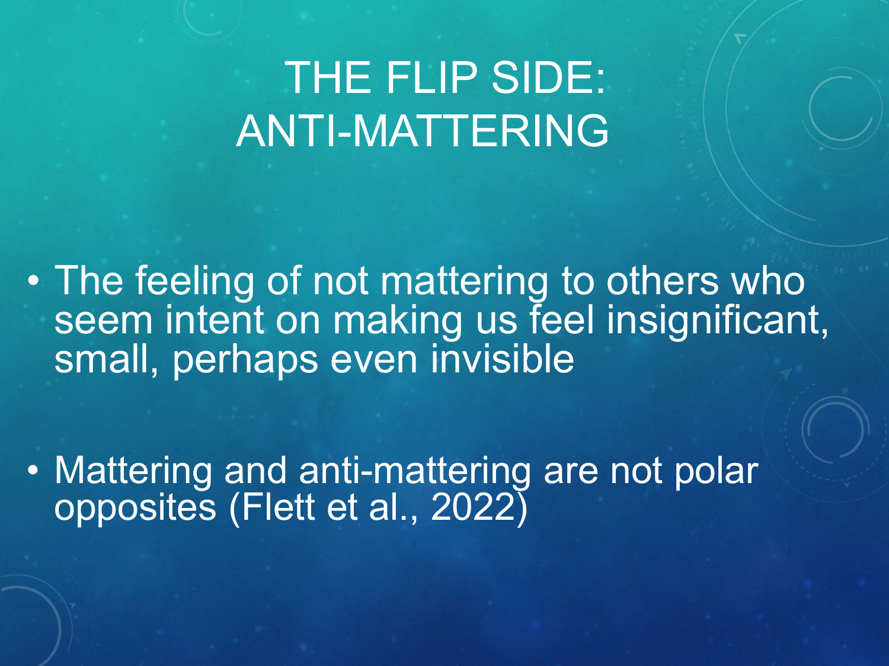# THE FLIP SIDE: ANTI-MATTERING

- The feeling of not mattering to others who seem intent on making us feel insignificant, small, perhaps even invisible
- Mattering and anti-mattering are not polar opposites (Flett et al., 2022)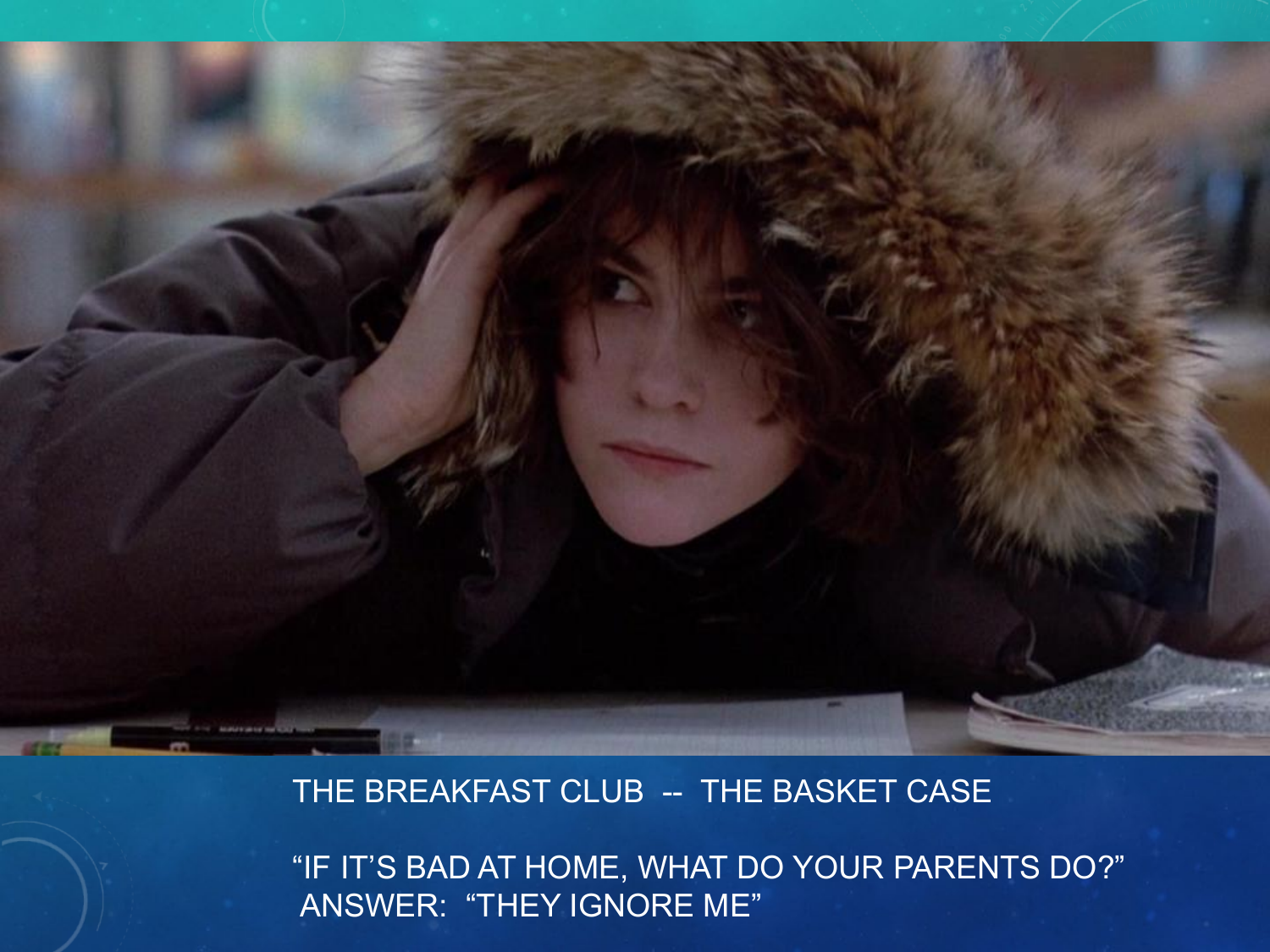THE BREAKFAST CLUB -- THE BASKET CASE

"IF IT'S BAD AT HOME, WHAT DO YOUR PARENTS DO?"
ANSWER: "THEY IGNORE ME"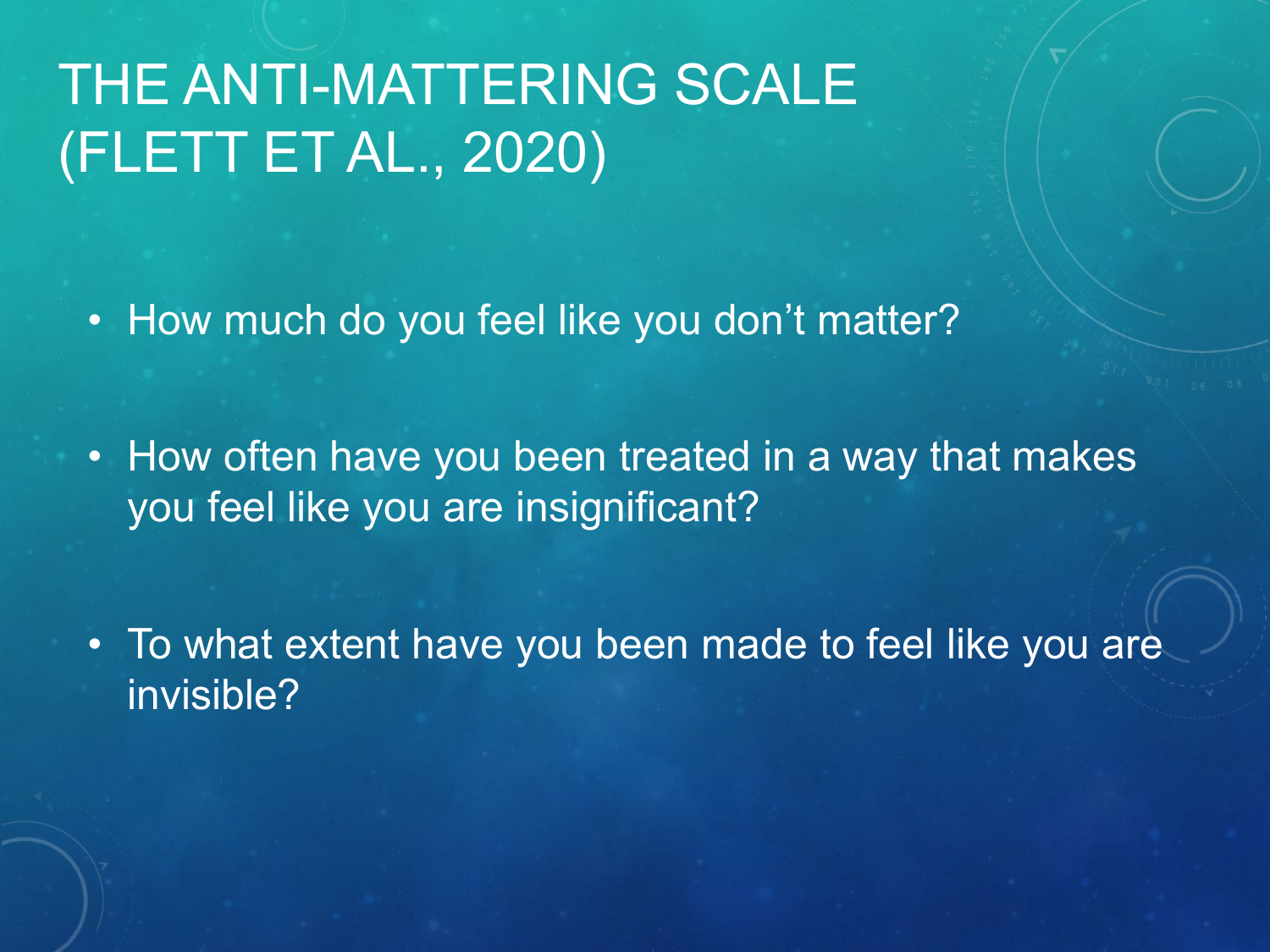# THE ANTI-MATTERING SCALE (FLETT ET AL., 2020)

- How much do you feel like you don't matter?
- How often have you been treated in a way that makes you feel like you are insignificant?
- To what extent have you been made to feel like you are invisible?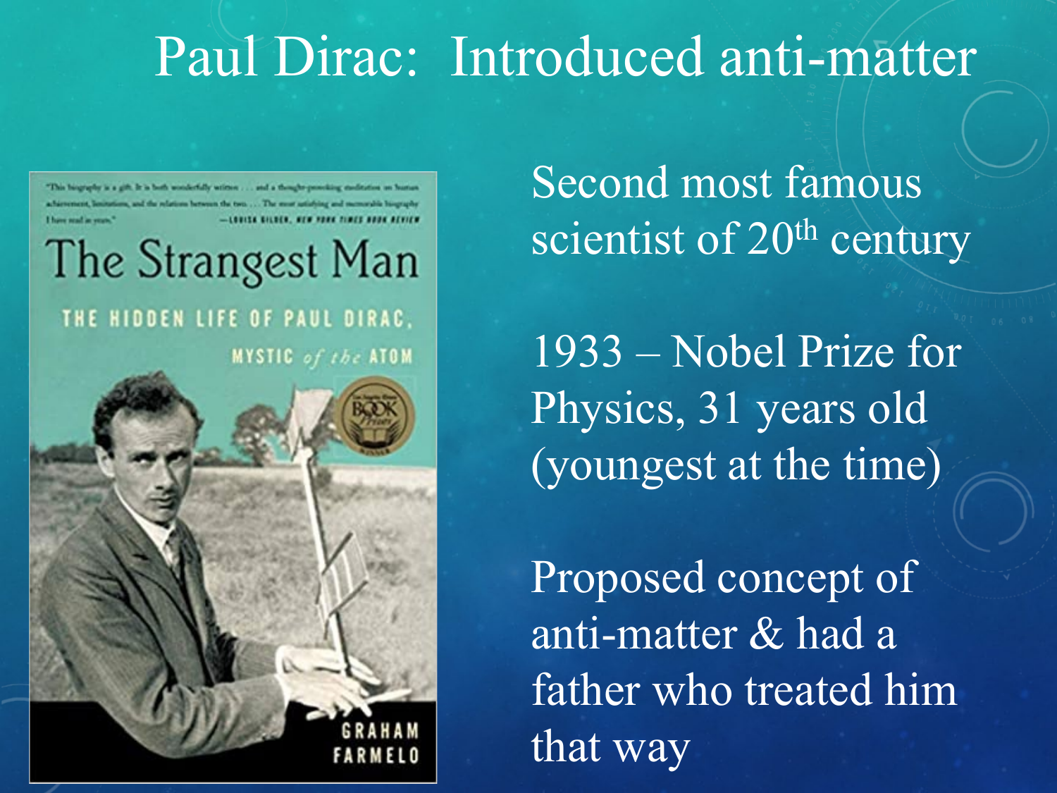# Paul Dirac: Introduced anti-matter

Second most famous scientist of 20th century

1933 – Nobel Prize for Physics, 31 years old (youngest at the time)

Proposed concept of anti-matter & had a father who treated him that way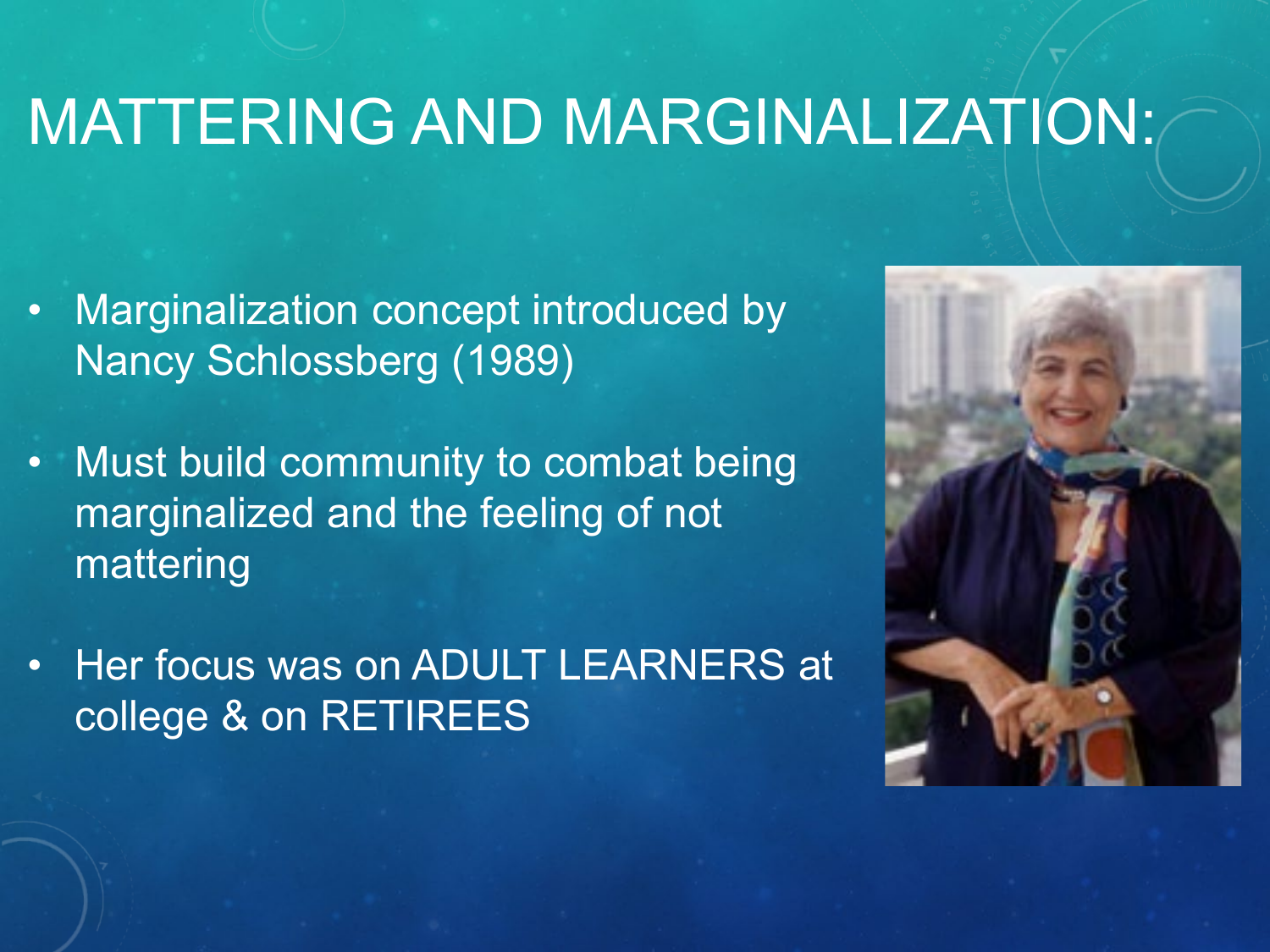# MATTERING AND MARGINALIZATION:

- Marginalization concept introduced by Nancy Schlossberg (1989)
- Must build community to combat being marginalized and the feeling of not mattering
- Her focus was on ADULT LEARNERS at college & on RETIREES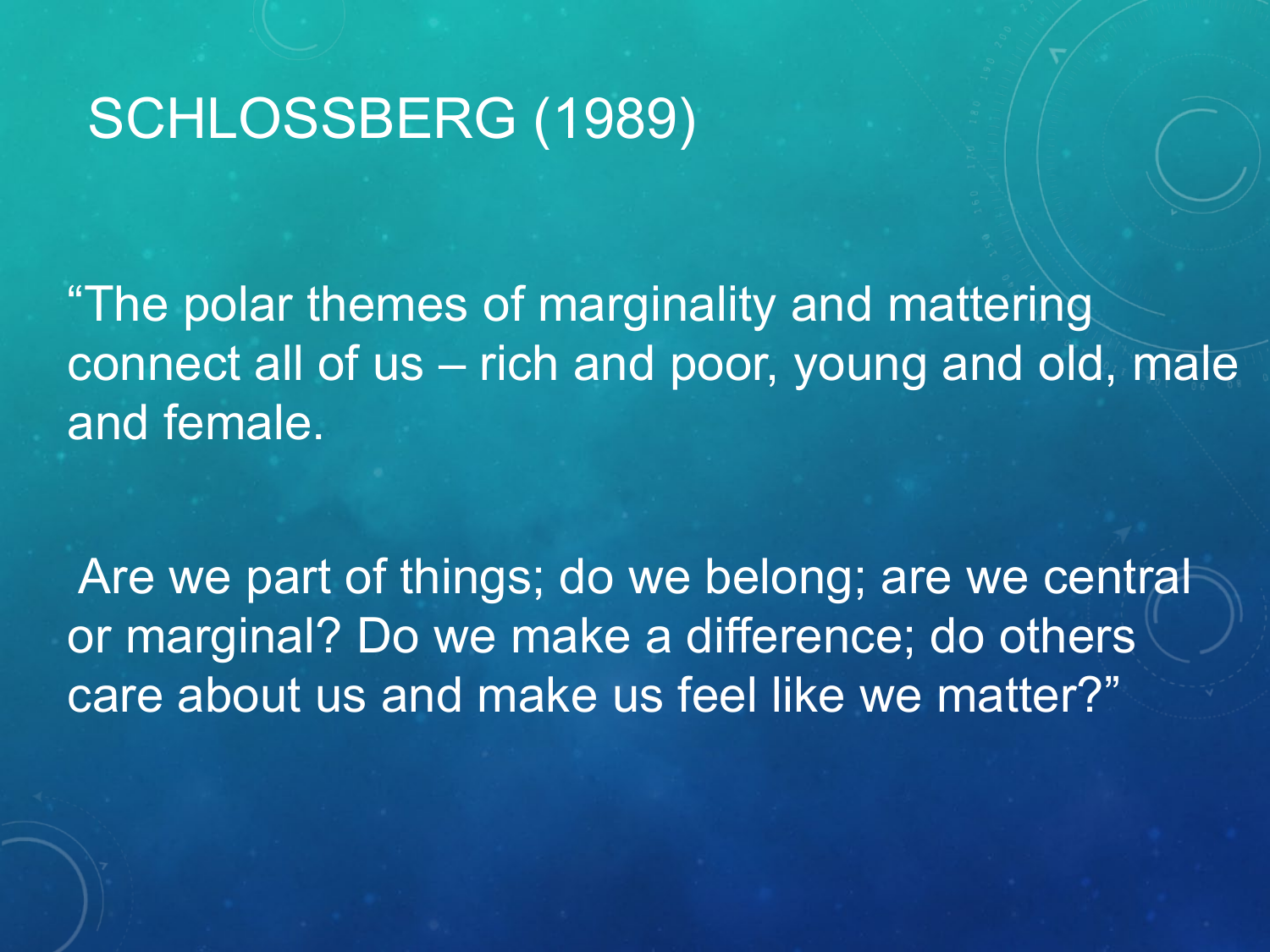# SCHLOSSBERG (1989)

"The polar themes of marginality and mattering connect all of us – rich and poor, young and old, male and female.

Are we part of things; do we belong; are we central or marginal? Do we make a difference; do others care about us and make us feel like we matter?"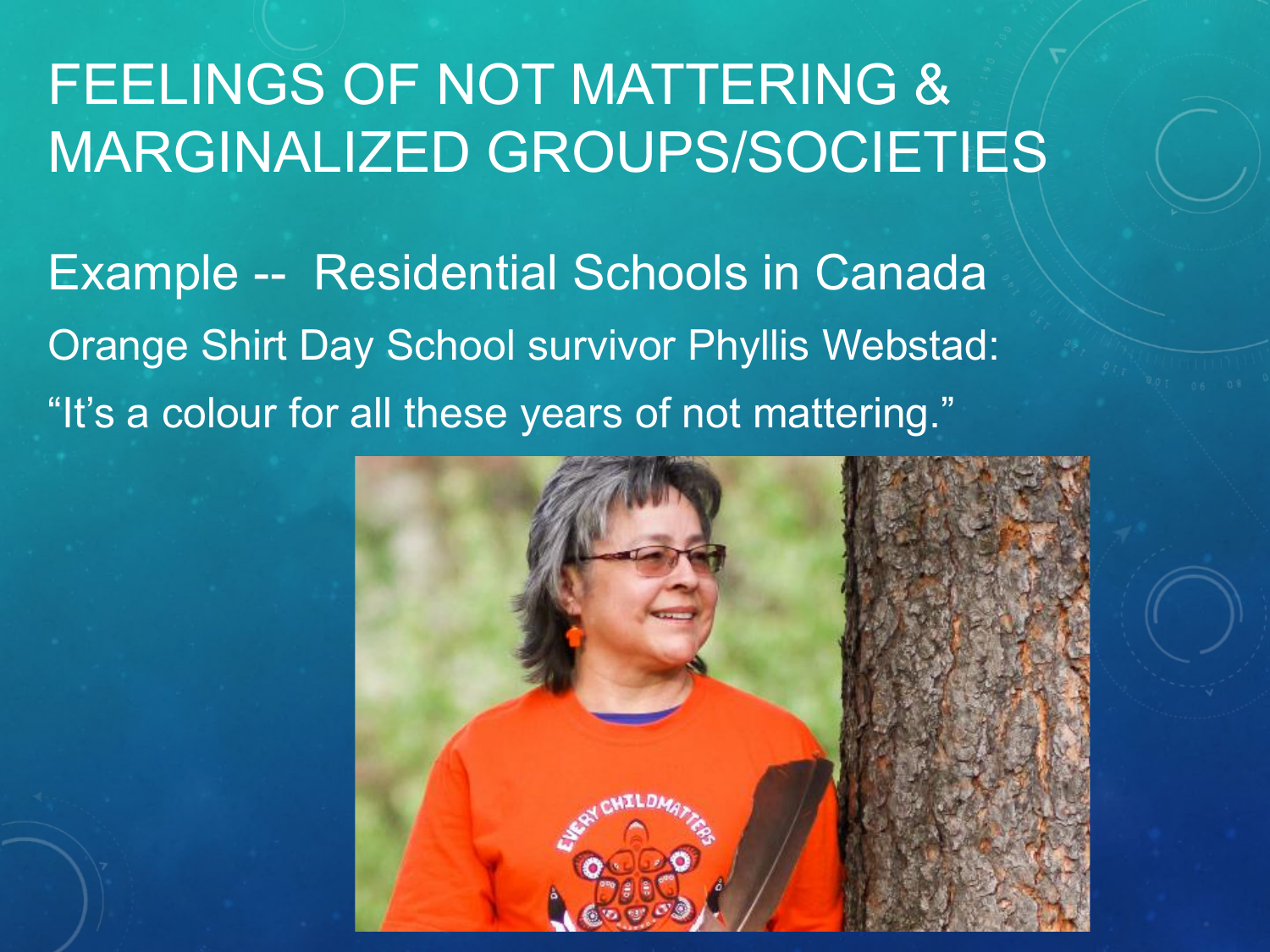# FEELINGS OF NOT MATTERING & MARGINALIZED GROUPS/SOCIETIES

Example -- Residential Schools in Canada

Orange Shirt Day School survivor Phyllis Webstad:

"It's a colour for all these years of not mattering."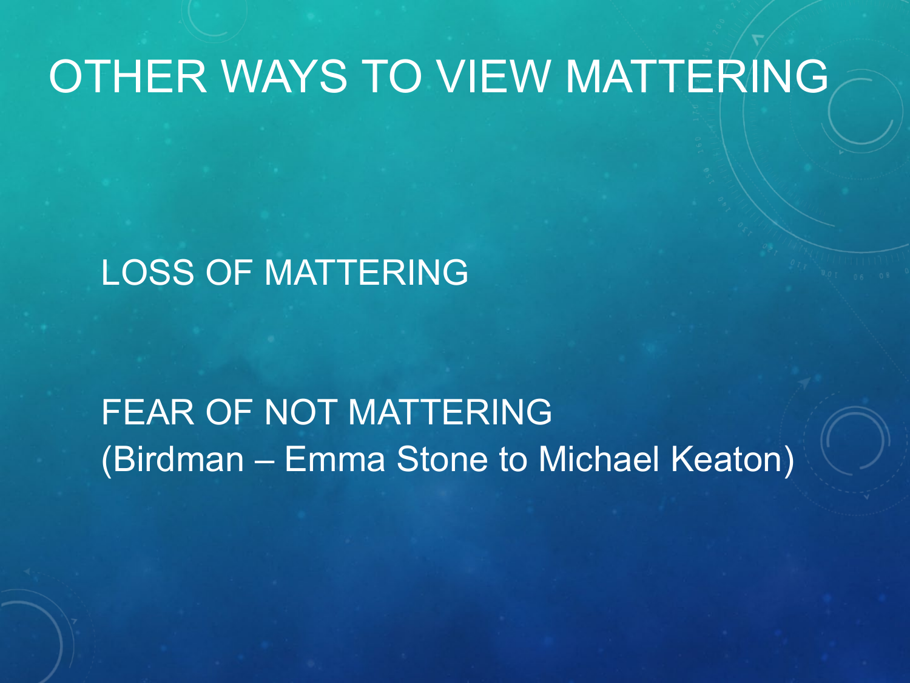# OTHER WAYS TO VIEW MATTERING

LOSS OF MATTERING

FEAR OF NOT MATTERING
(Birdman – Emma Stone to Michael Keaton)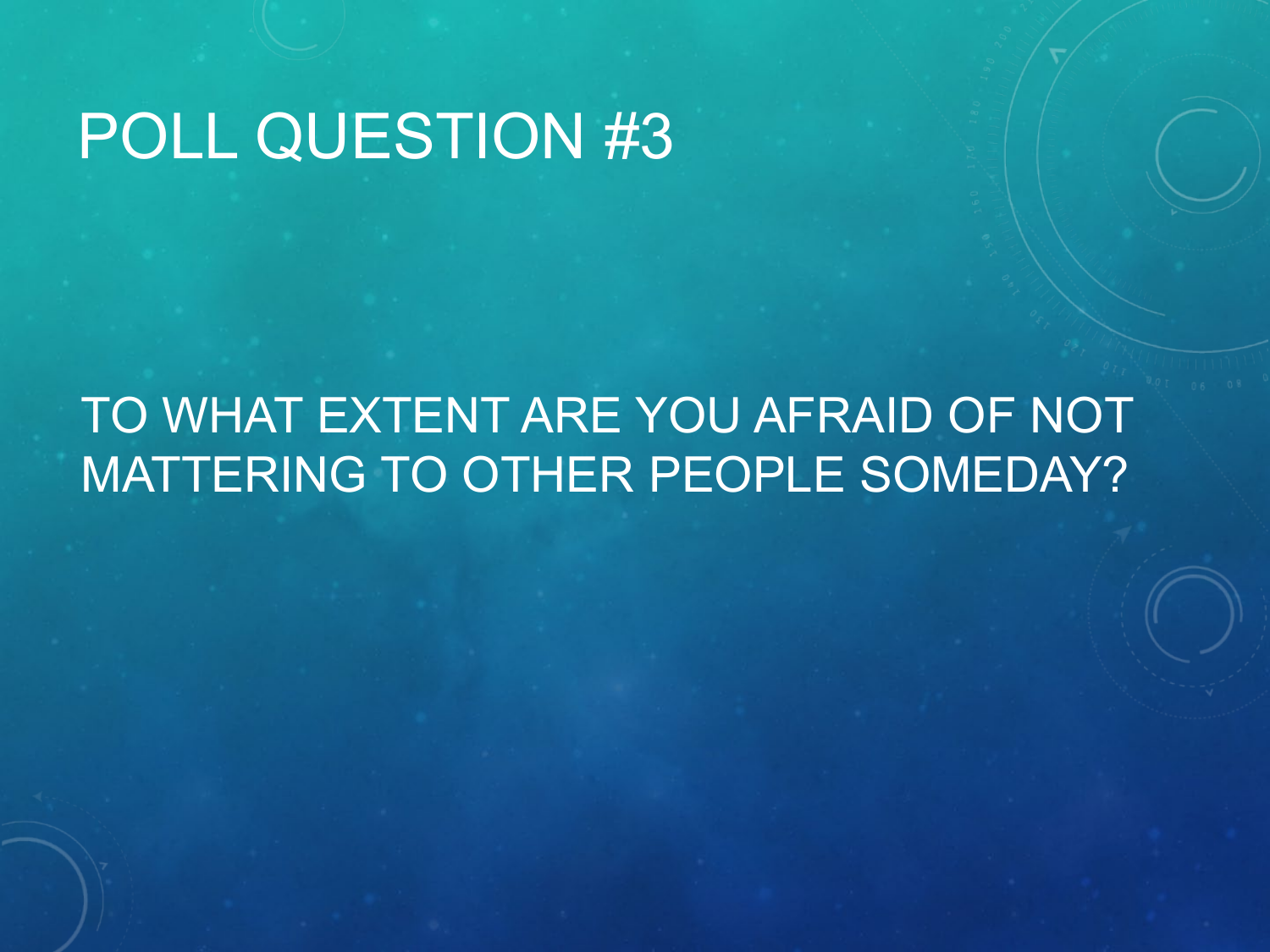# POLL QUESTION #3

TO WHAT EXTENT ARE YOU AFRAID OF NOT MATTERING TO OTHER PEOPLE SOMEDAY?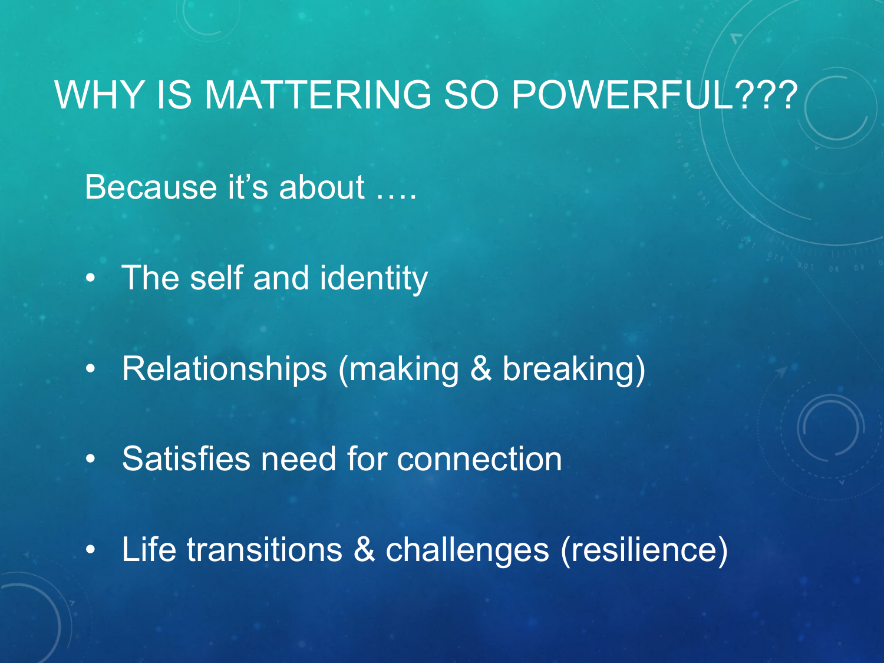# WHY IS MATTERING SO POWERFUL???

Because it's about ….

- The self and identity
- Relationships (making & breaking)
- Satisfies need for connection
- Life transitions & challenges (resilience)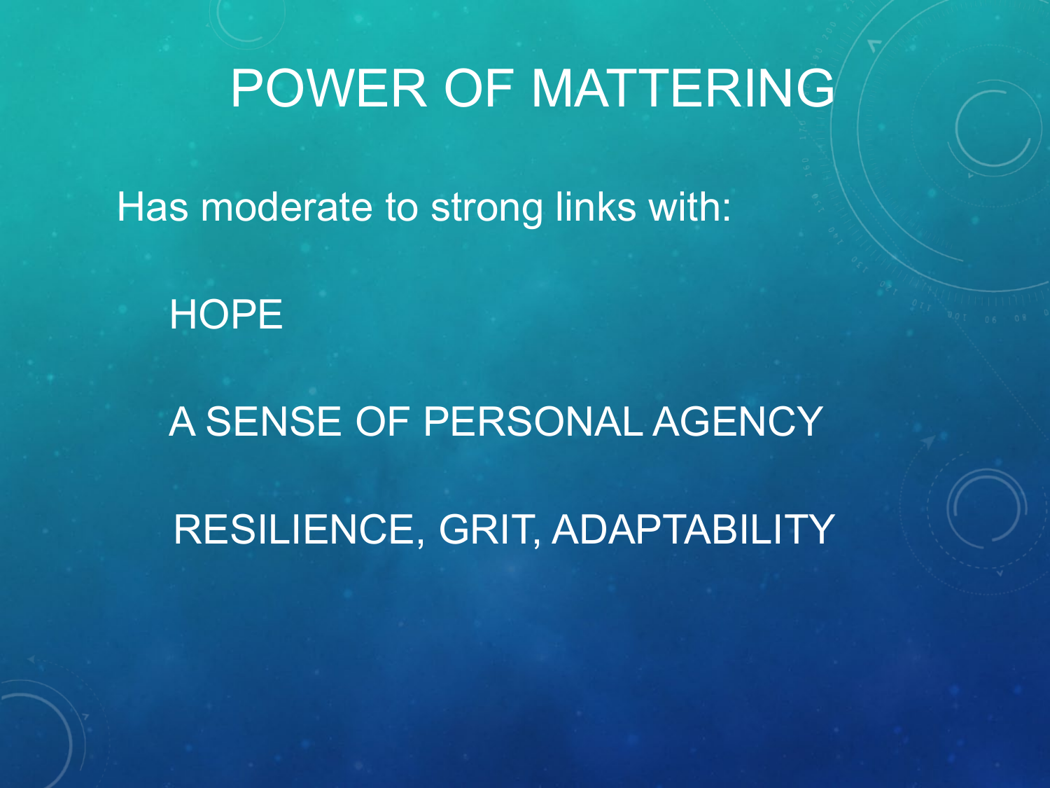# POWER OF MATTERING

Has moderate to strong links with:

HOPE

A SENSE OF PERSONAL AGENCY

RESILIENCE, GRIT, ADAPTABILITY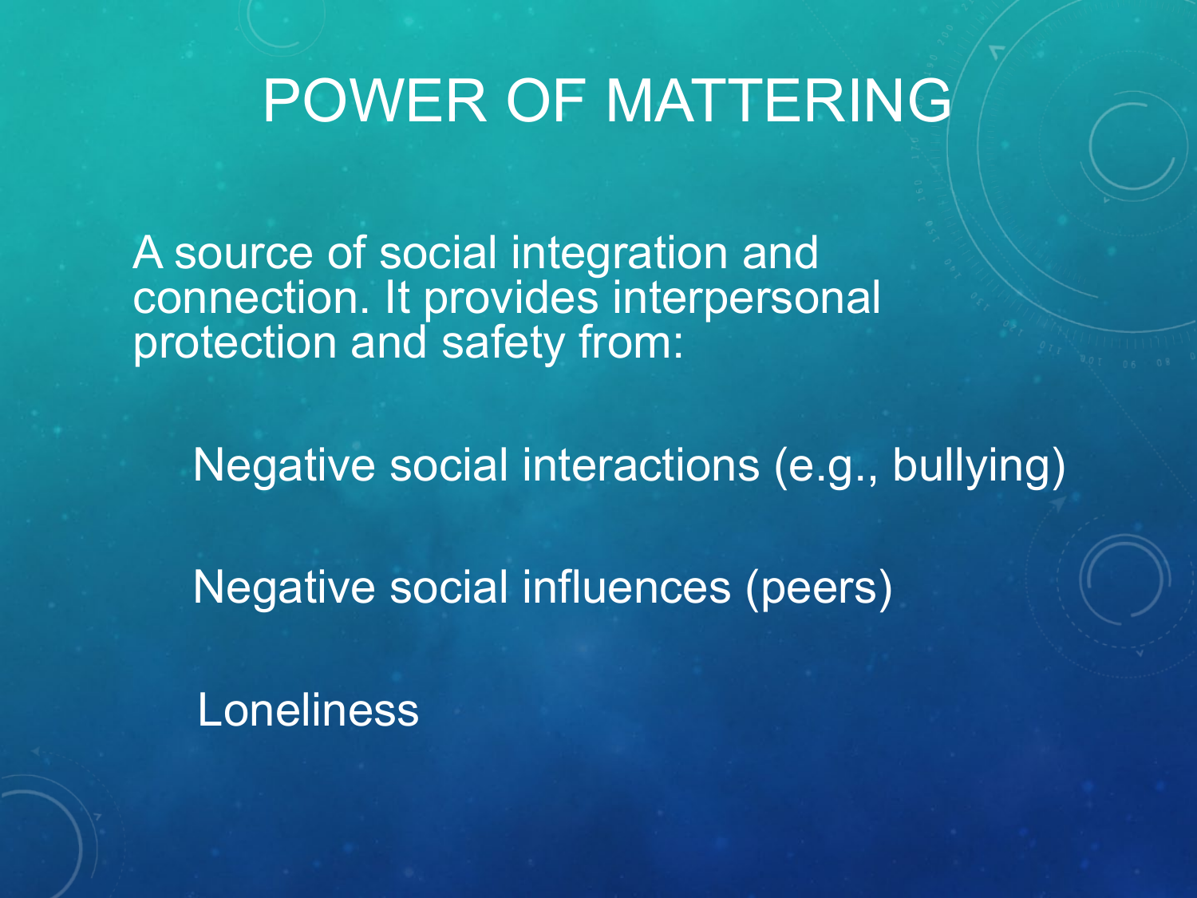# POWER OF MATTERING

A source of social integration and connection. It provides interpersonal protection and safety from:

- Negative social interactions (e.g., bullying)
- Negative social influences (peers)
- Loneliness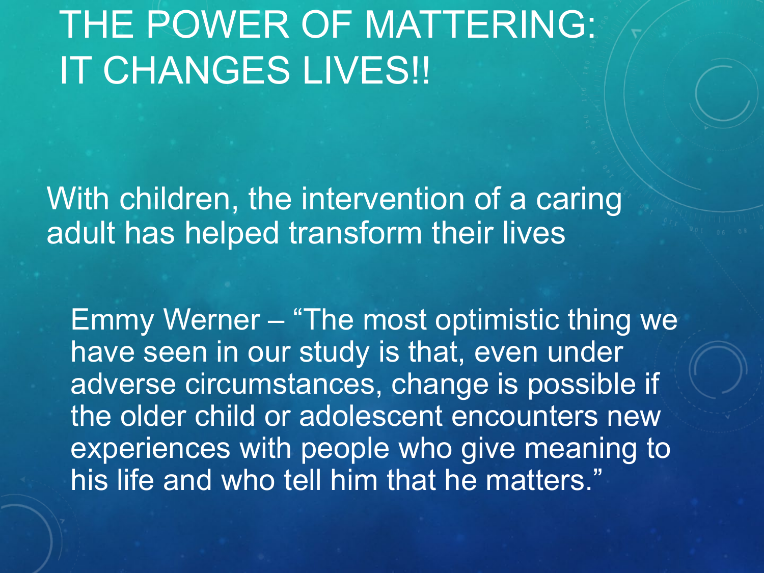# THE POWER OF MATTERING: IT CHANGES LIVES!!

With children, the intervention of a caring adult has helped transform their lives

Emmy Werner – "The most optimistic thing we have seen in our study is that, even under adverse circumstances, change is possible if the older child or adolescent encounters new experiences with people who give meaning to his life and who tell him that he matters."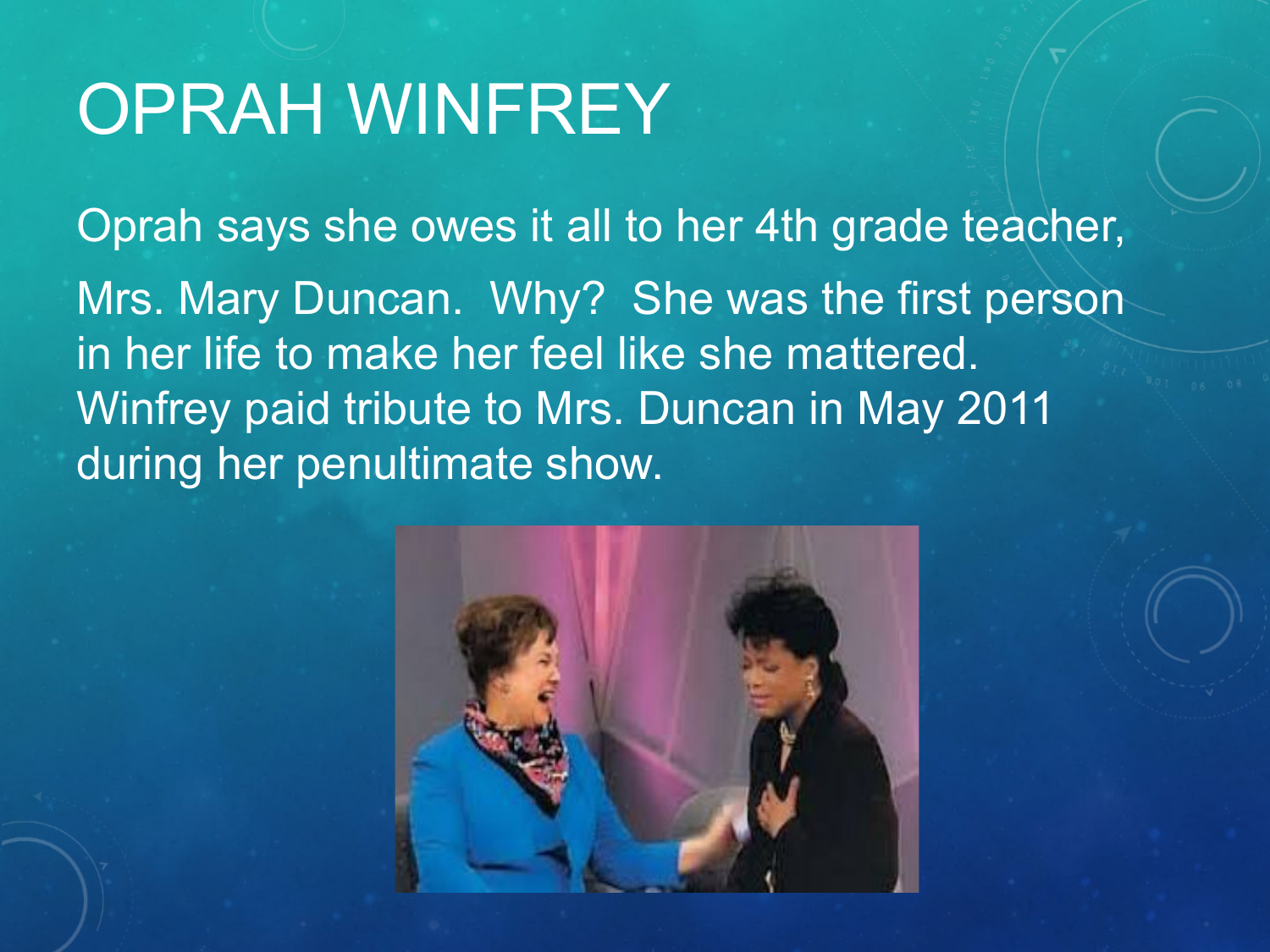# OPRAH WINFREY

Oprah says she owes it all to her 4th grade teacher, Mrs. Mary Duncan. Why? She was the first person in her life to make her feel like she mattered. Winfrey paid tribute to Mrs. Duncan in May 2011 during her penultimate show.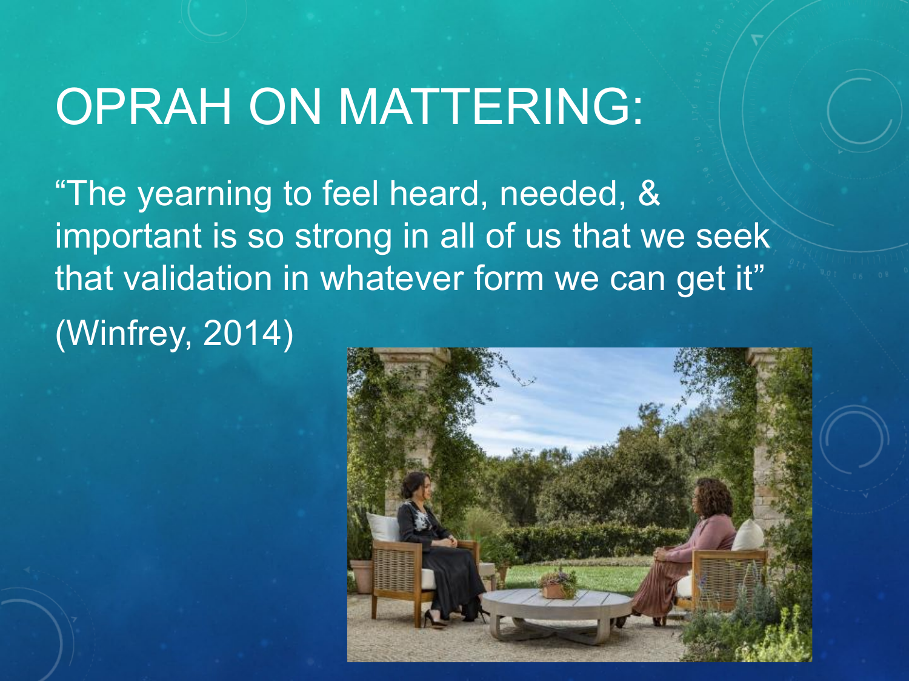# OPRAH ON MATTERING:

"The yearning to feel heard, needed, & important is so strong in all of us that we seek that validation in whatever form we can get it"

(Winfrey, 2014)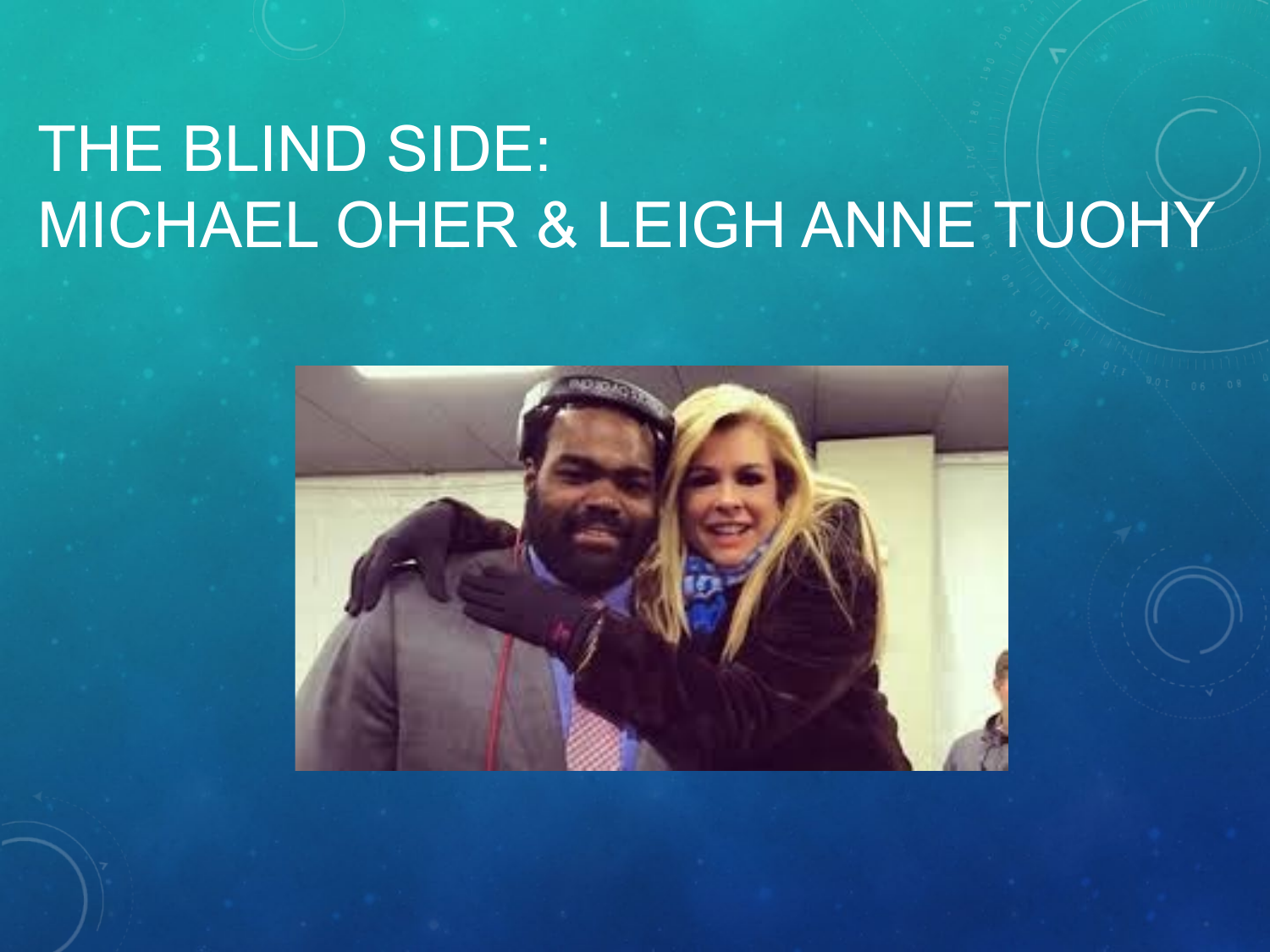# THE BLIND SIDE: MICHAEL OHER & LEIGH ANNE TUOHY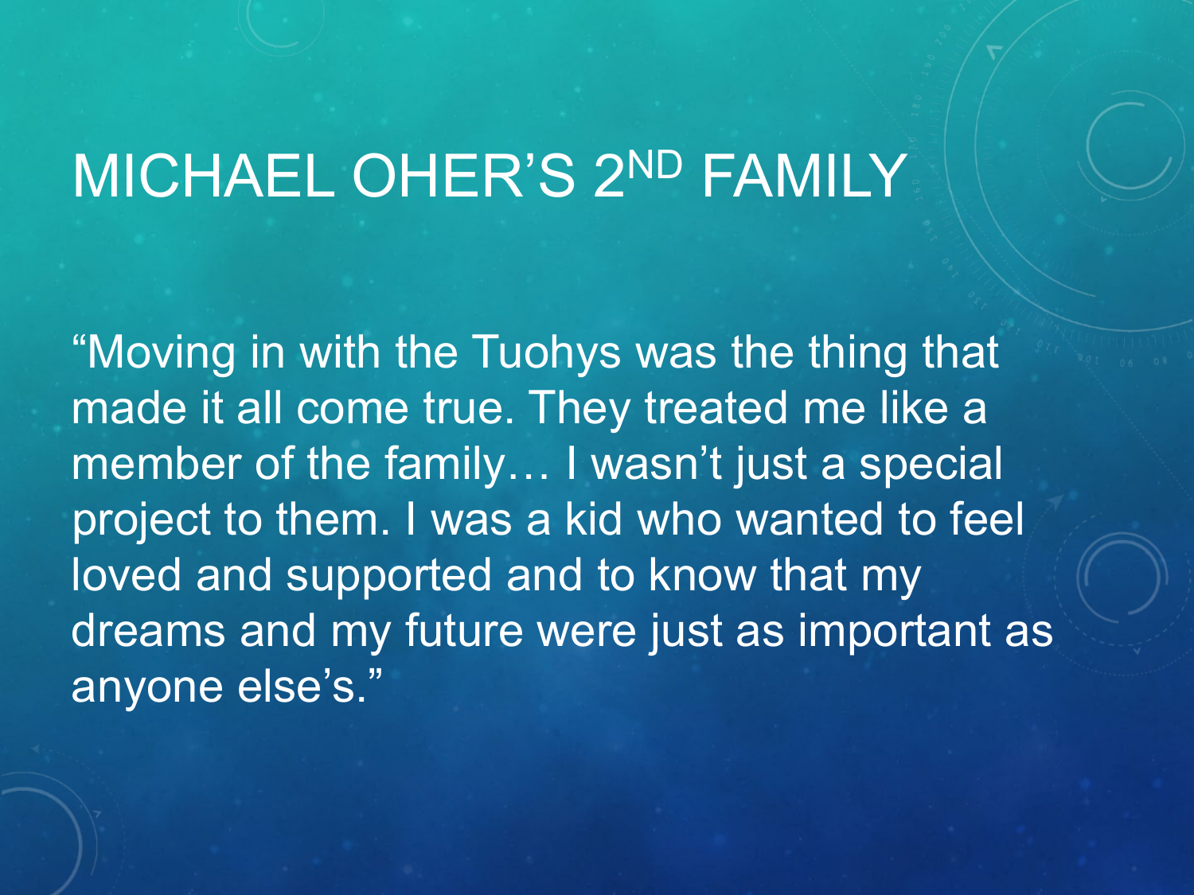# MICHAEL OHER'S 2ND FAMILY

"Moving in with the Tuohys was the thing that made it all come true. They treated me like a member of the family… I wasn't just a special project to them. I was a kid who wanted to feel loved and supported and to know that my dreams and my future were just as important as anyone else's."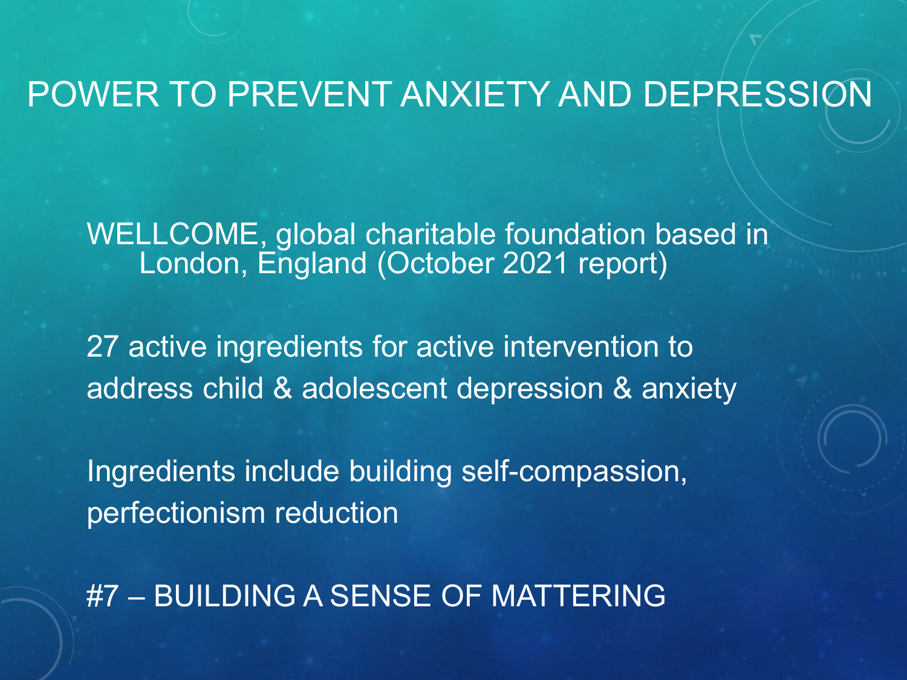# POWER TO PREVENT ANXIETY AND DEPRESSION

WELLCOME, global charitable foundation based in London, England (October 2021 report)

27 active ingredients for active intervention to address child & adolescent depression & anxiety

Ingredients include building self-compassion, perfectionism reduction

#7 – BUILDING A SENSE OF MATTERING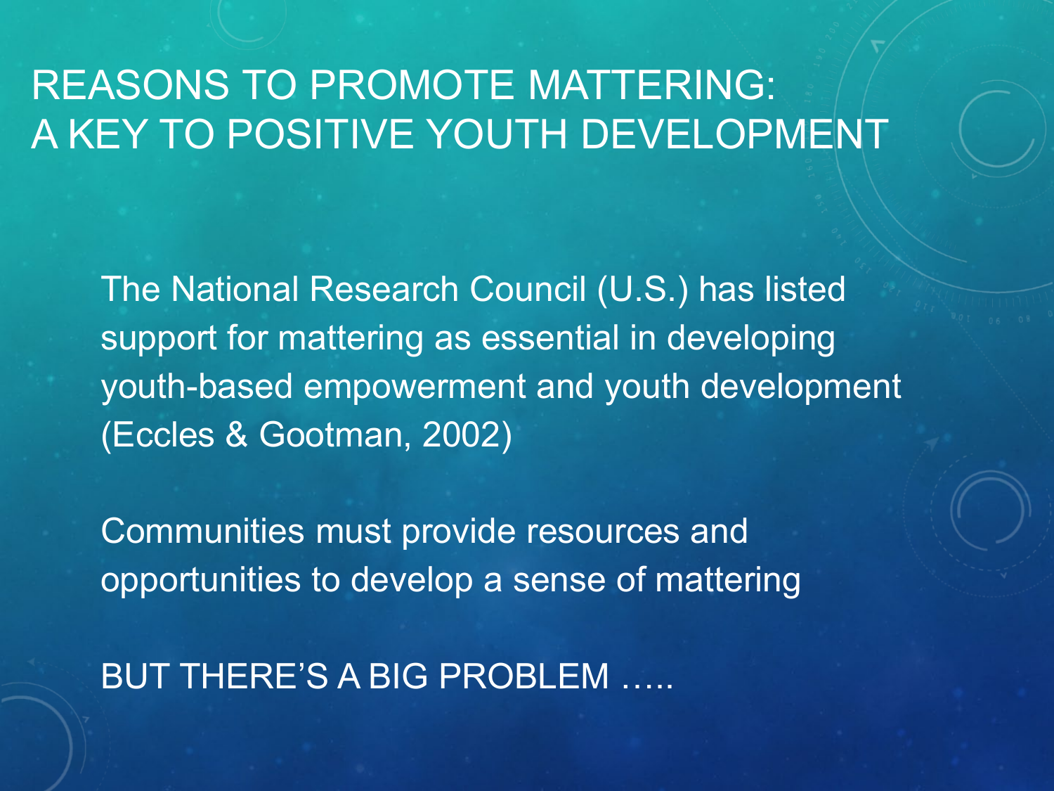# REASONS TO PROMOTE MATTERING: A KEY TO POSITIVE YOUTH DEVELOPMENT

The National Research Council (U.S.) has listed support for mattering as essential in developing youth-based empowerment and youth development (Eccles & Gootman, 2002)

Communities must provide resources and opportunities to develop a sense of mattering

BUT THERE'S A BIG PROBLEM …..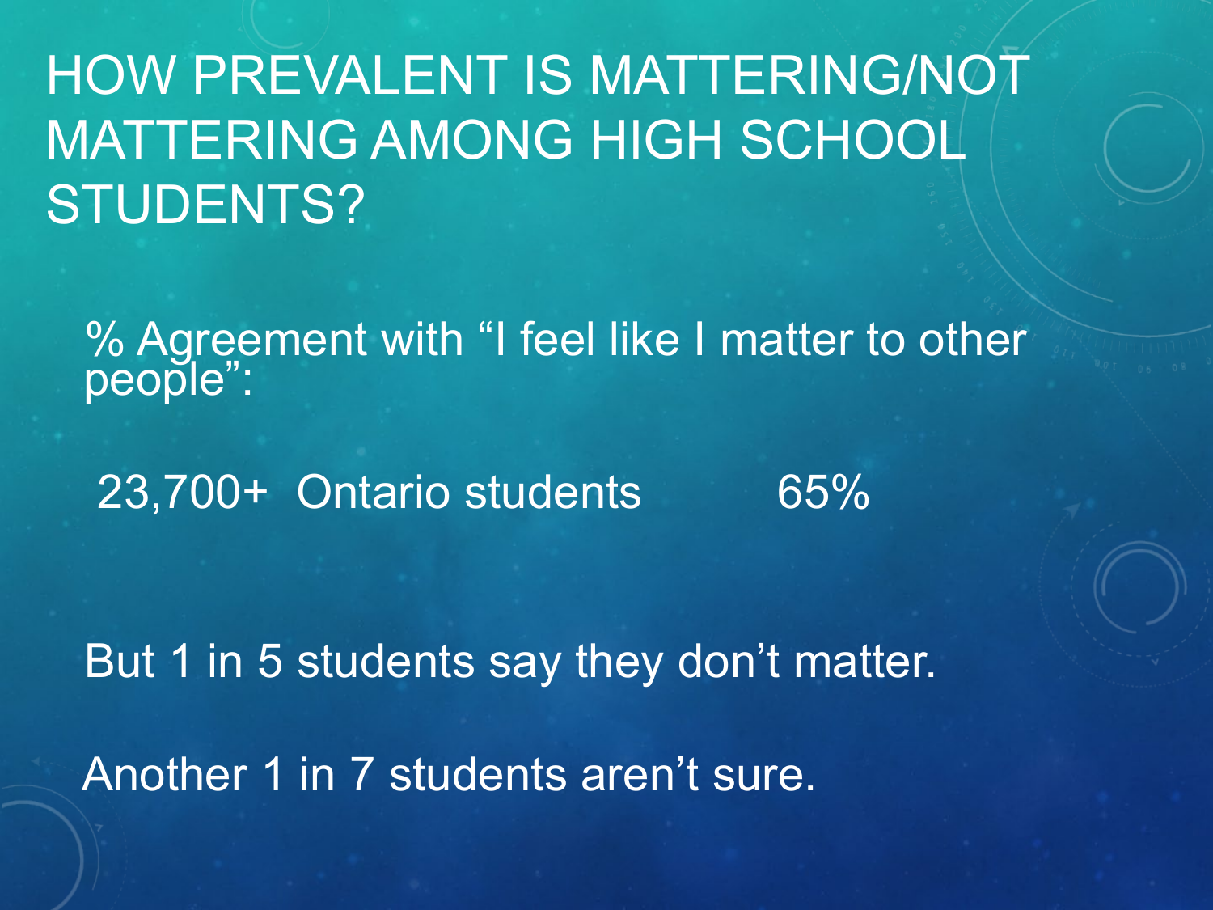# HOW PREVALENT IS MATTERING/NOT MATTERING AMONG HIGH SCHOOL STUDENTS?

% Agreement with "I feel like I matter to other people":

| | |
|---|---|
| 23,700+ Ontario students | 65% |

But 1 in 5 students say they don't matter.

Another 1 in 7 students aren't sure.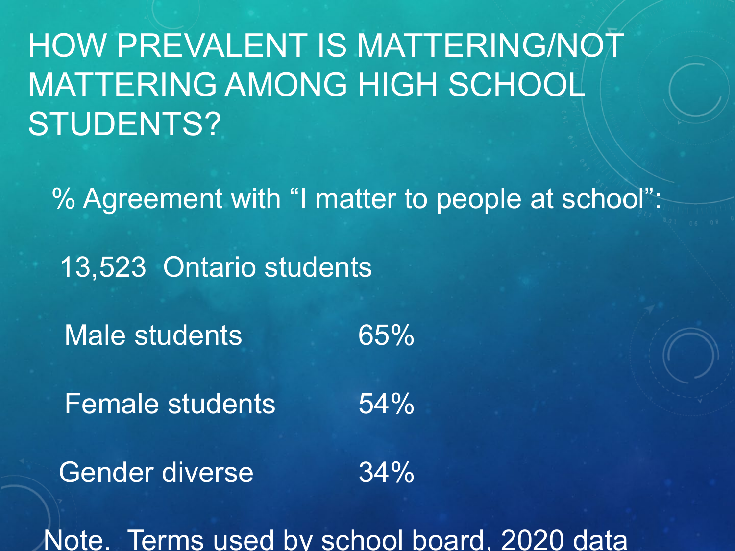# HOW PREVALENT IS MATTERING/NOT MATTERING AMONG HIGH SCHOOL STUDENTS?

% Agreement with "I matter to people at school":

13,523 Ontario students

| | |
|---|---|
| Male students | 65% |
| Female students | 54% |
| Gender diverse | 34% |

Note. Terms used by school board, 2020 data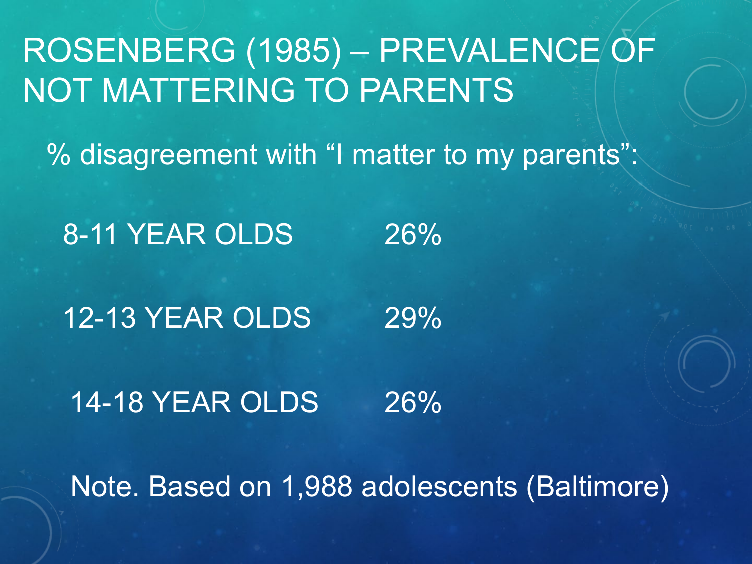# ROSENBERG (1985) – PREVALENCE OF NOT MATTERING TO PARENTS

% disagreement with "I matter to my parents":

| | |
|---|---|
| 8-11 YEAR OLDS | 26% |
| 12-13 YEAR OLDS | 29% |
| 14-18 YEAR OLDS | 26% |

Note. Based on 1,988 adolescents (Baltimore)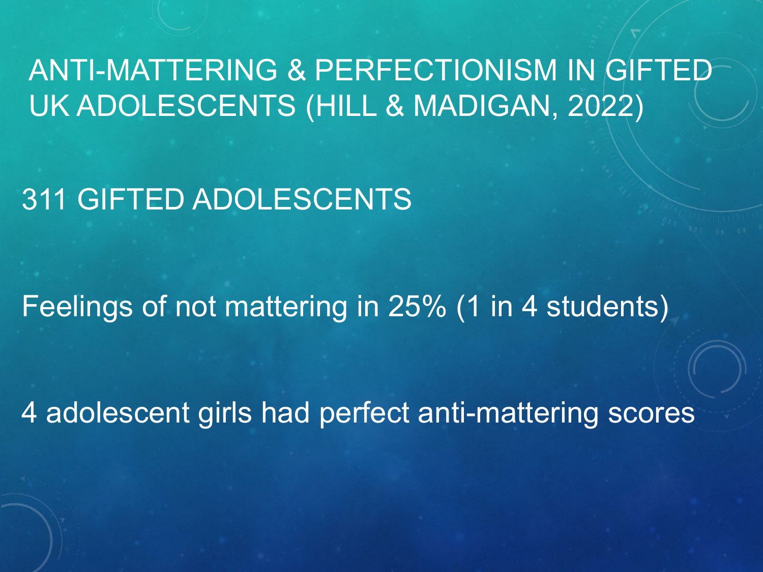# ANTI-MATTERING & PERFECTIONISM IN GIFTED UK ADOLESCENTS (HILL & MADIGAN, 2022)

311 GIFTED ADOLESCENTS

Feelings of not mattering in 25% (1 in 4 students)

4 adolescent girls had perfect anti-mattering scores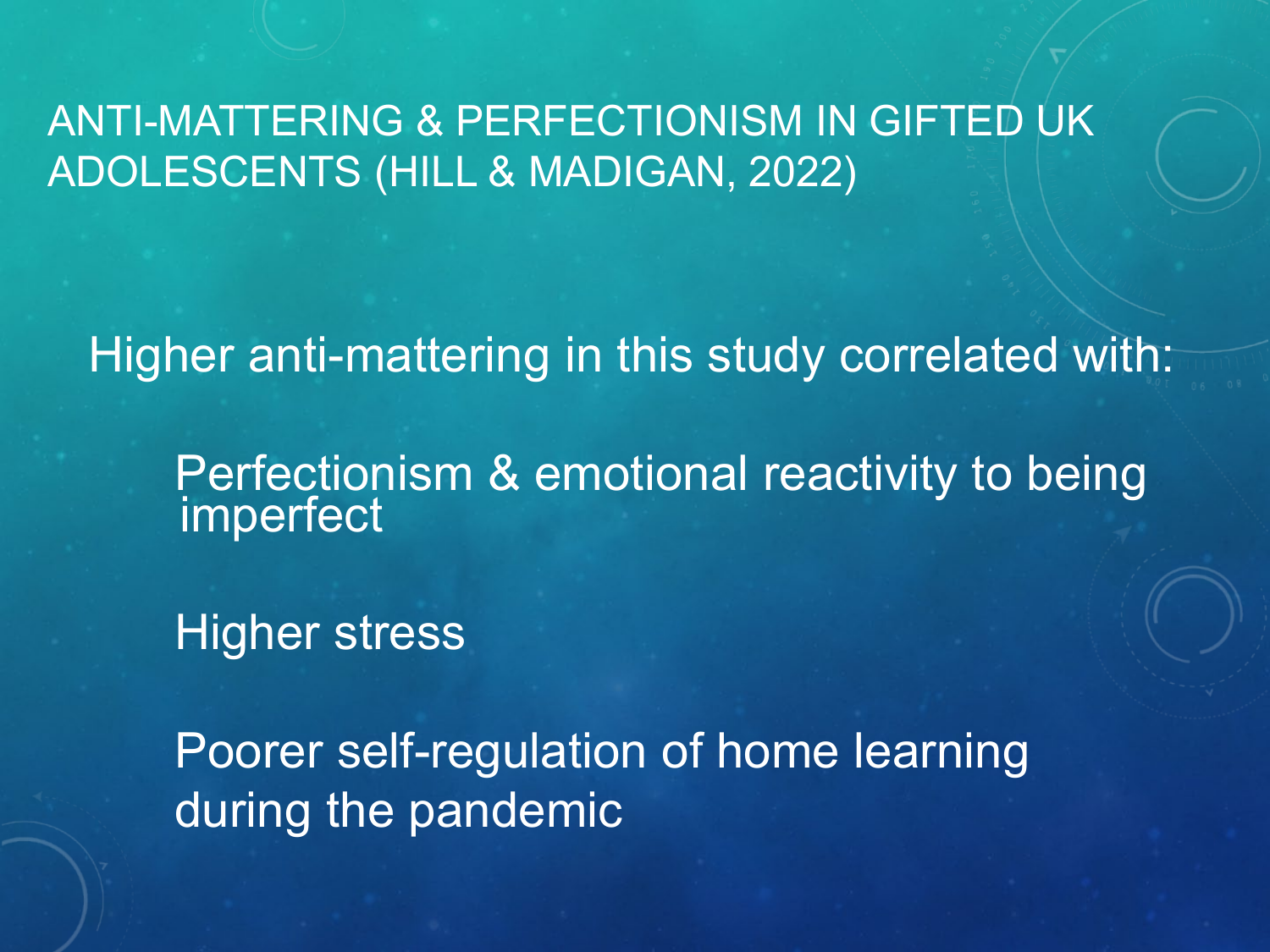# ANTI-MATTERING & PERFECTIONISM IN GIFTED UK ADOLESCENTS (HILL & MADIGAN, 2022)

Higher anti-mattering in this study correlated with:

- Perfectionism & emotional reactivity to being imperfect
- Higher stress
- Poorer self-regulation of home learning during the pandemic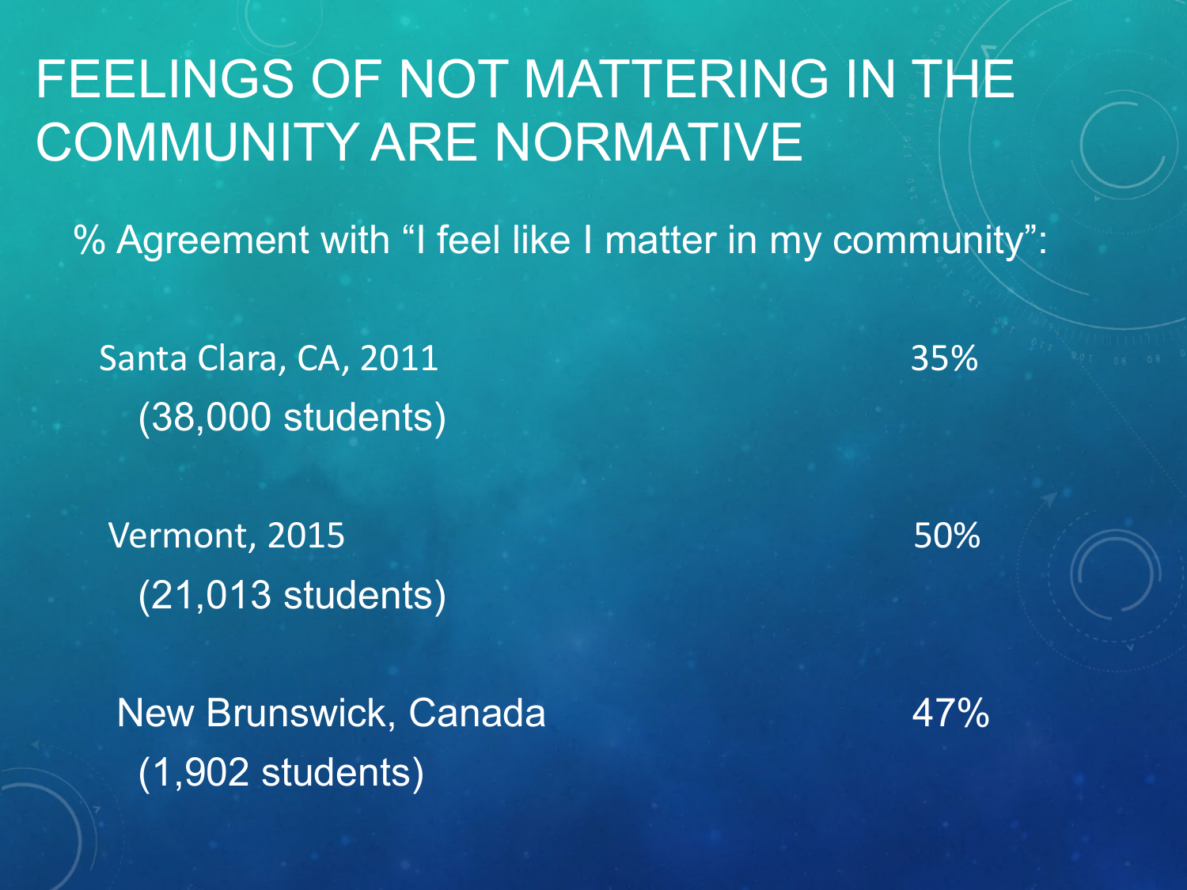# FEELINGS OF NOT MATTERING IN THE COMMUNITY ARE NORMATIVE

% Agreement with "I feel like I matter in my community":

| | |
|---|---|
| Santa Clara, CA, 2011 (38,000 students) | 35% |
| Vermont, 2015 (21,013 students) | 50% |
| New Brunswick, Canada (1,902 students) | 47% |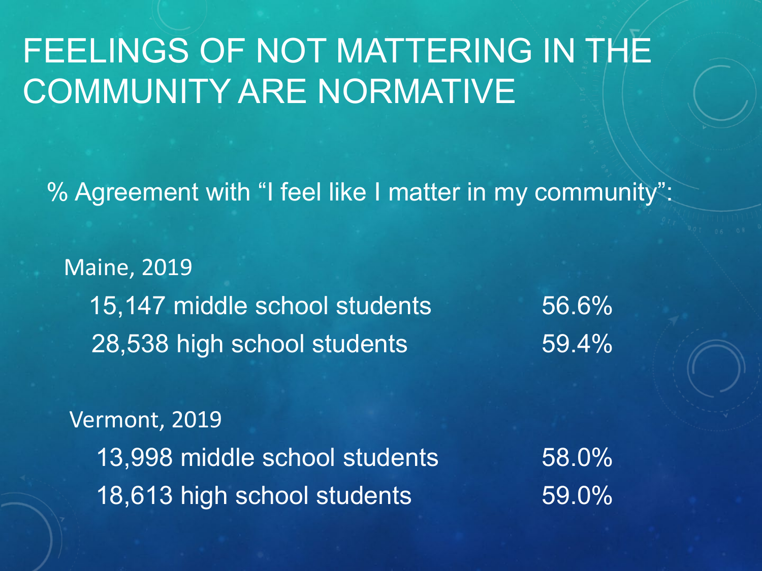# FEELINGS OF NOT MATTERING IN THE COMMUNITY ARE NORMATIVE

% Agreement with "I feel like I matter in my community":

| Maine, 2019 | |
|---|---|
| 15,147 middle school students | 56.6% |
| 28,538 high school students | 59.4% |

| Vermont, 2019 | |
|---|---|
| 13,998 middle school students | 58.0% |
| 18,613 high school students | 59.0% |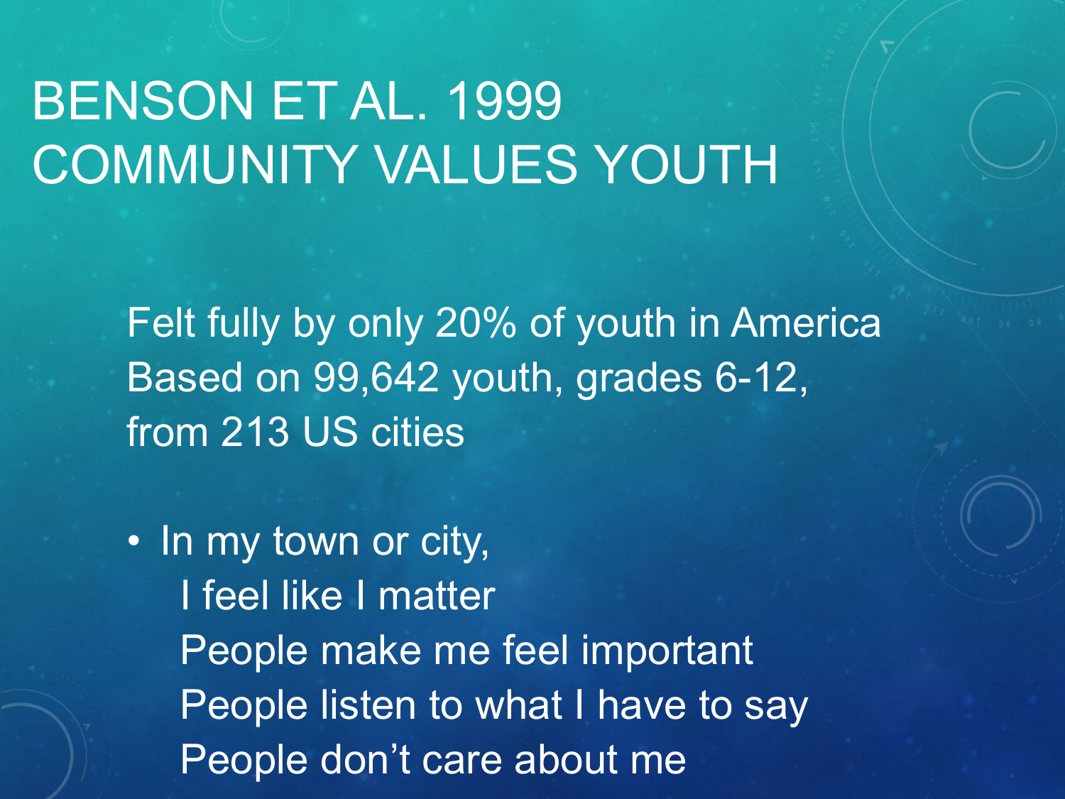# BENSON ET AL. 1999
# COMMUNITY VALUES YOUTH

Felt fully by only 20% of youth in America
Based on 99,642 youth, grades 6-12, from 213 US cities

- In my town or city,
  I feel like I matter
  People make me feel important
  People listen to what I have to say
  People don't care about me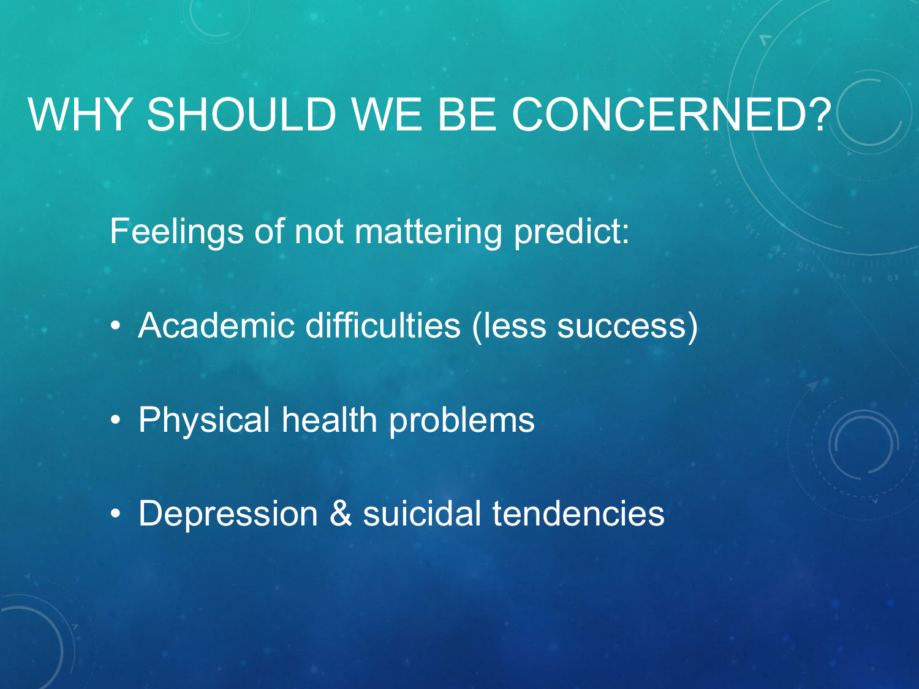# WHY SHOULD WE BE CONCERNED?

Feelings of not mattering predict:

- Academic difficulties (less success)
- Physical health problems
- Depression & suicidal tendencies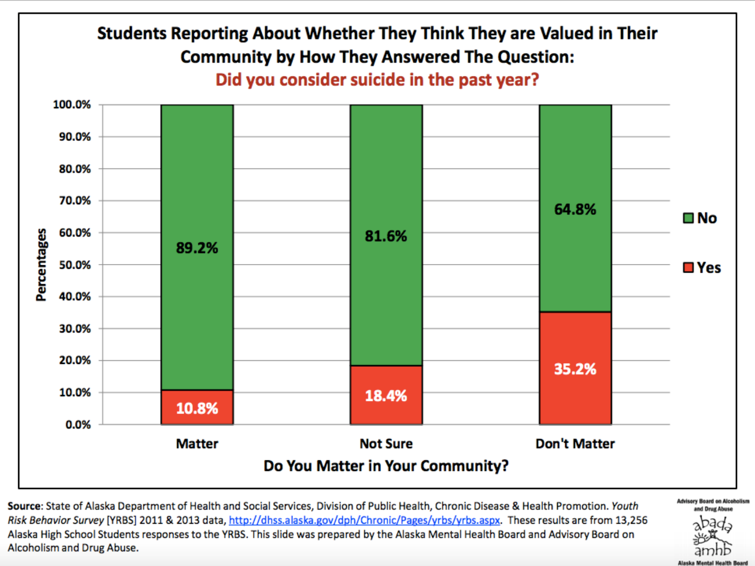## Students Reporting About Whether They Think They are Valued in Their Community by How They Answered The Question:

### Did you consider suicide in the past year?

| Do You Matter in Your Community? | Yes | No |
|---|---|---|
| Matter | 10.8% | 89.2% |
| Not Sure | 18.4% | 81.6% |
| Don't Matter | 35.2% | 64.8% |

**Source**: State of Alaska Department of Health and Social Services, Division of Public Health, Chronic Disease & Health Promotion. *Youth Risk Behavior Survey* [YRBS] 2011 & 2013 data, http://dhss.alaska.gov/dph/Chronic/Pages/yrbs/yrbs.aspx. These results are from 13,256 Alaska High School Students responses to the YRBS. This slide was prepared by the Alaska Mental Health Board and Advisory Board on Alcoholism and Drug Abuse.

Advisory Board on Alcoholism and Drug Abuse
abada
amhb
Alaska Mental Health Board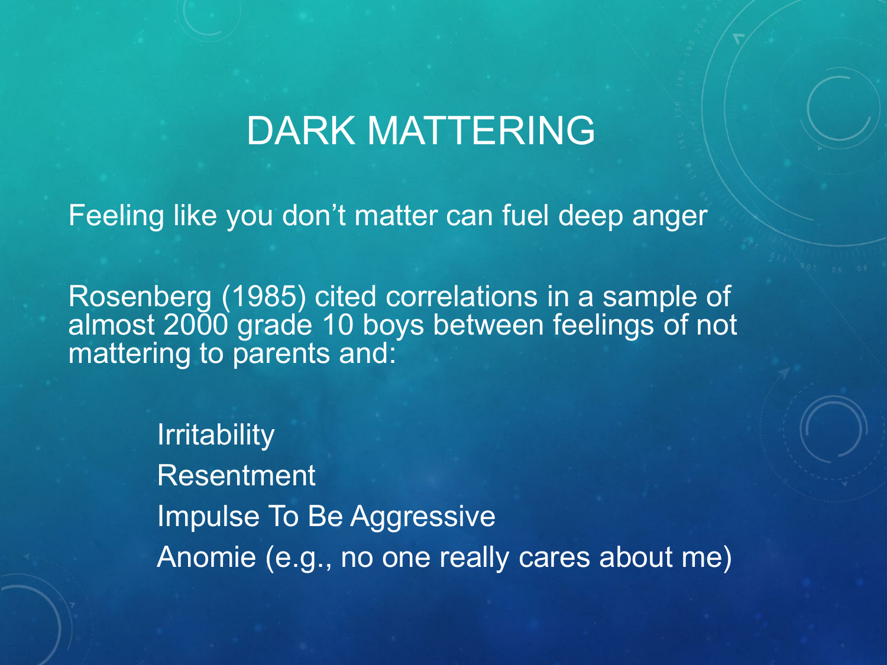# DARK MATTERING

Feeling like you don't matter can fuel deep anger

Rosenberg (1985) cited correlations in a sample of almost 2000 grade 10 boys between feelings of not mattering to parents and:

- Irritability
- Resentment
- Impulse To Be Aggressive
- Anomie (e.g., no one really cares about me)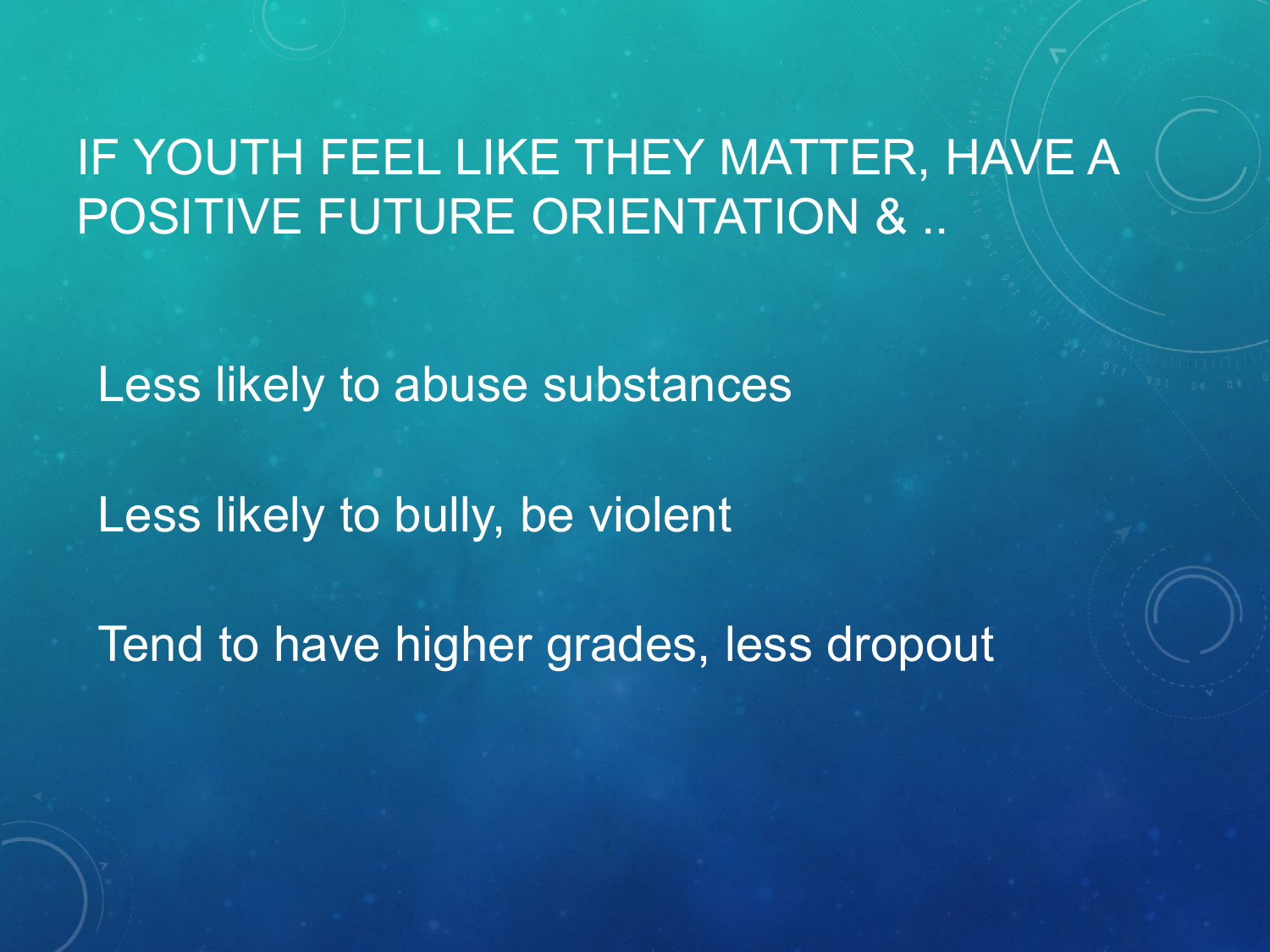# IF YOUTH FEEL LIKE THEY MATTER, HAVE A POSITIVE FUTURE ORIENTATION & ..

Less likely to abuse substances

Less likely to bully, be violent

Tend to have higher grades, less dropout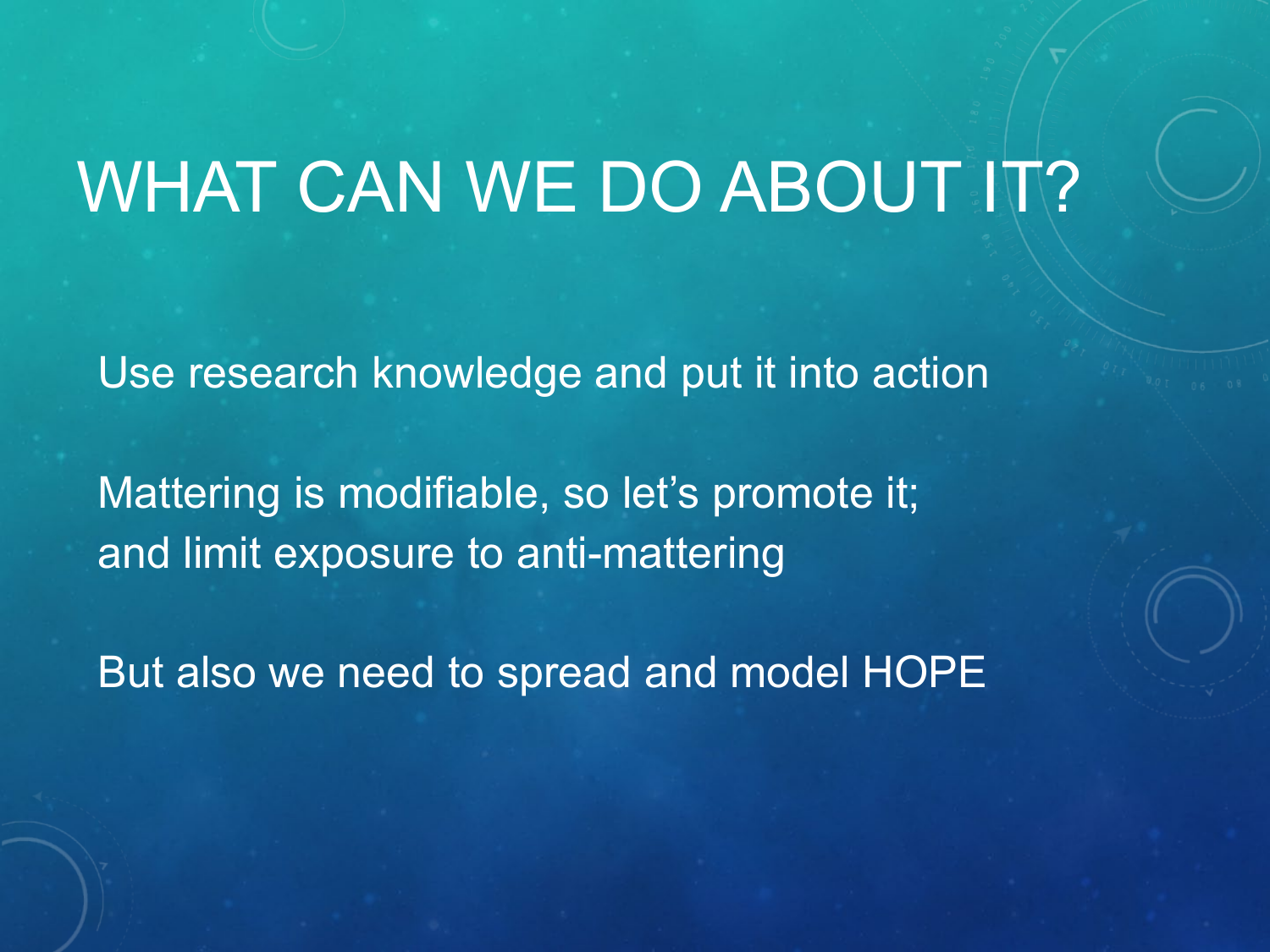# WHAT CAN WE DO ABOUT IT?

Use research knowledge and put it into action

Mattering is modifiable, so let's promote it;
and limit exposure to anti-mattering

But also we need to spread and model HOPE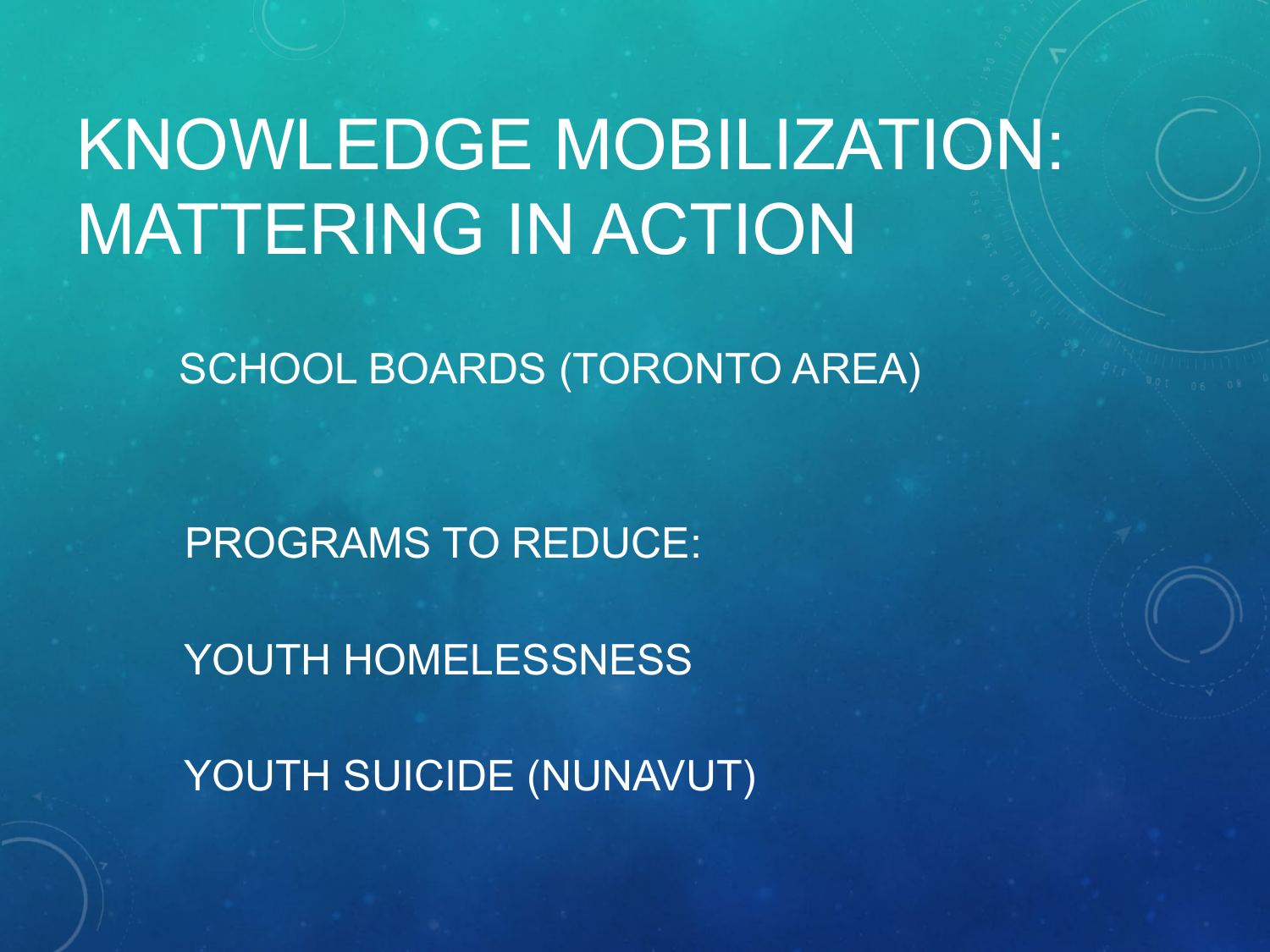# KNOWLEDGE MOBILIZATION: MATTERING IN ACTION

SCHOOL BOARDS (TORONTO AREA)

PROGRAMS TO REDUCE:

YOUTH HOMELESSNESS

YOUTH SUICIDE (NUNAVUT)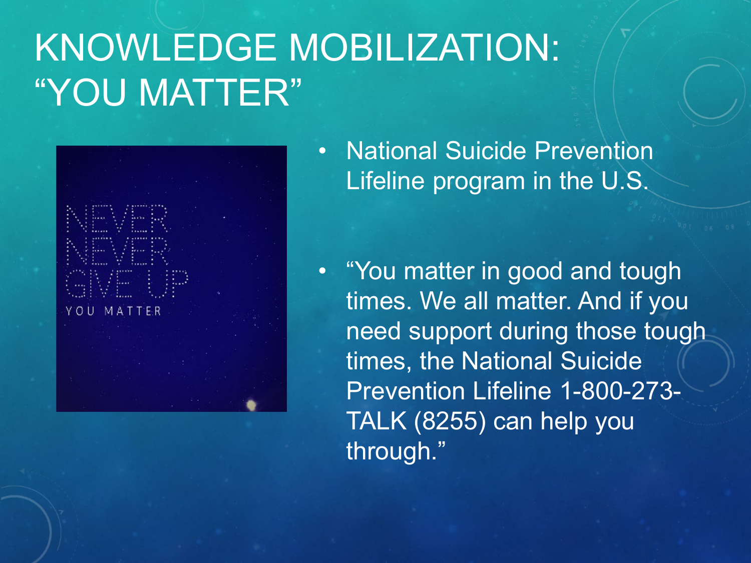# KNOWLEDGE MOBILIZATION: "YOU MATTER"

- National Suicide Prevention Lifeline program in the U.S.
- "You matter in good and tough times. We all matter. And if you need support during those tough times, the National Suicide Prevention Lifeline 1-800-273-TALK (8255) can help you through."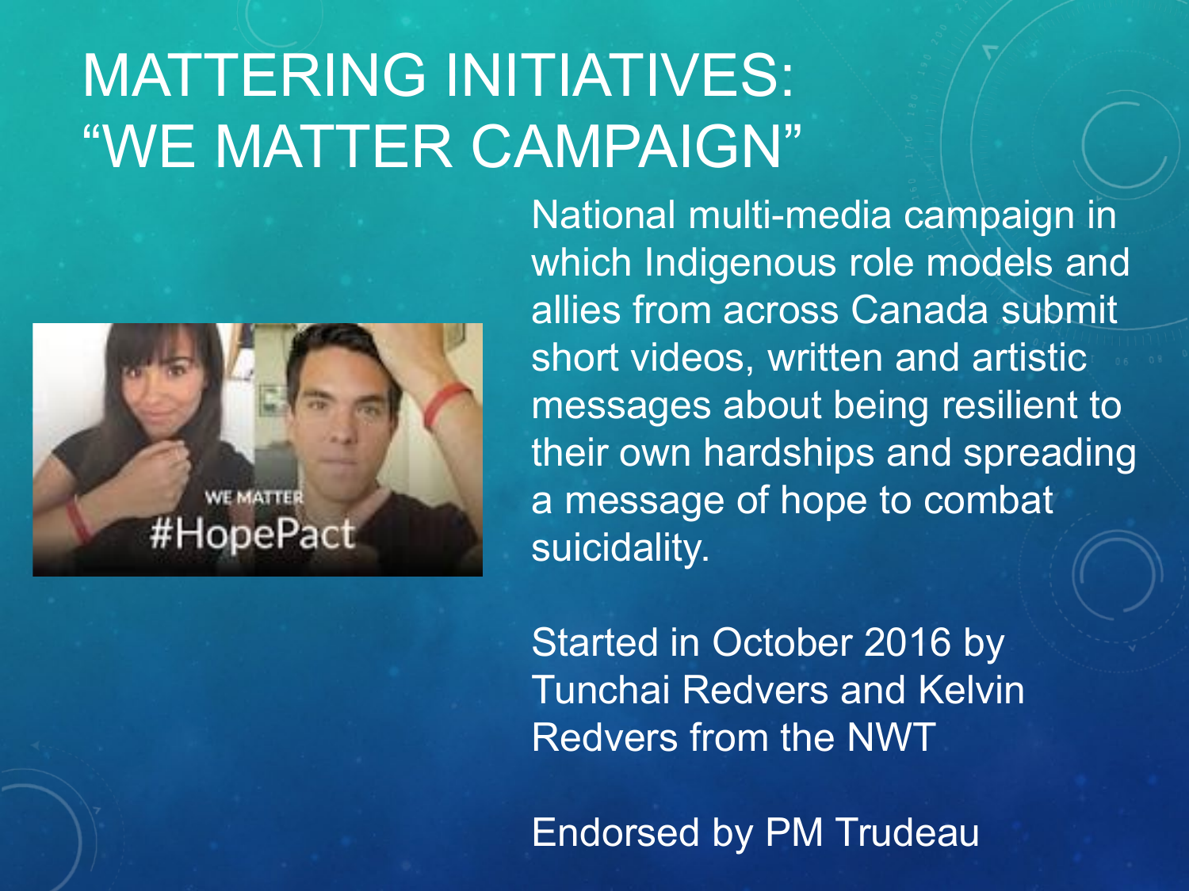# MATTERING INITIATIVES: "WE MATTER CAMPAIGN"

National multi-media campaign in which Indigenous role models and allies from across Canada submit short videos, written and artistic messages about being resilient to their own hardships and spreading a message of hope to combat suicidality.

Started in October 2016 by Tunchai Redvers and Kelvin Redvers from the NWT

Endorsed by PM Trudeau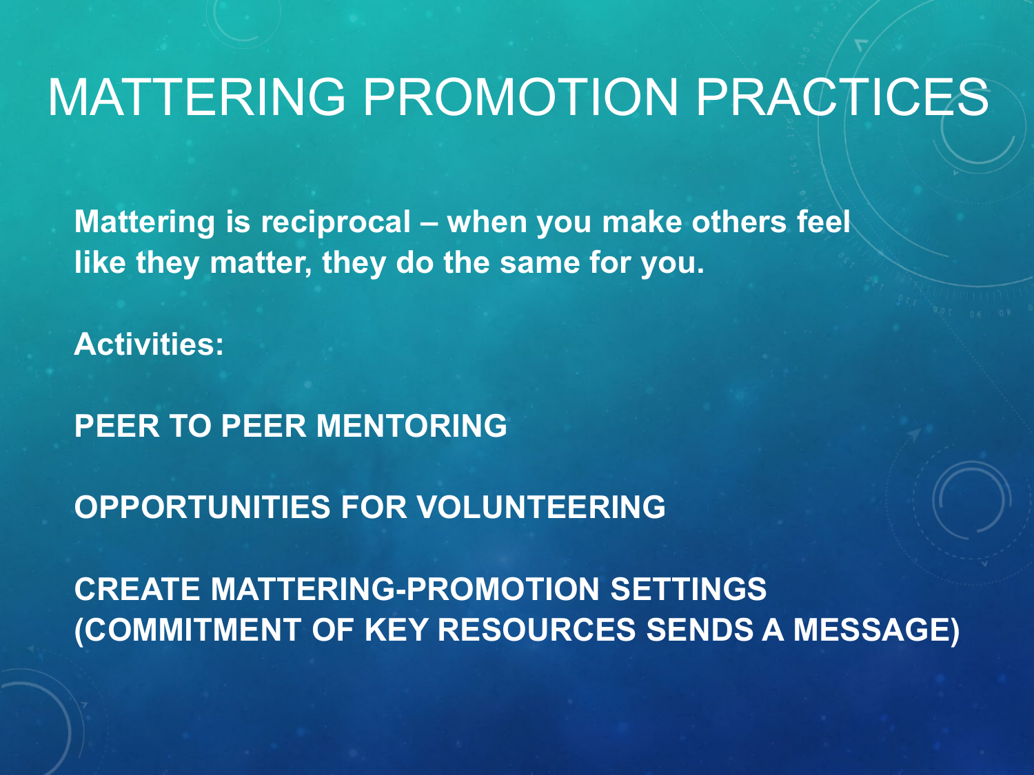# MATTERING PROMOTION PRACTICES

**Mattering is reciprocal – when you make others feel like they matter, they do the same for you.**

**Activities:**

**PEER TO PEER MENTORING**

**OPPORTUNITIES FOR VOLUNTEERING**

**CREATE MATTERING-PROMOTION SETTINGS (COMMITMENT OF KEY RESOURCES SENDS A MESSAGE)**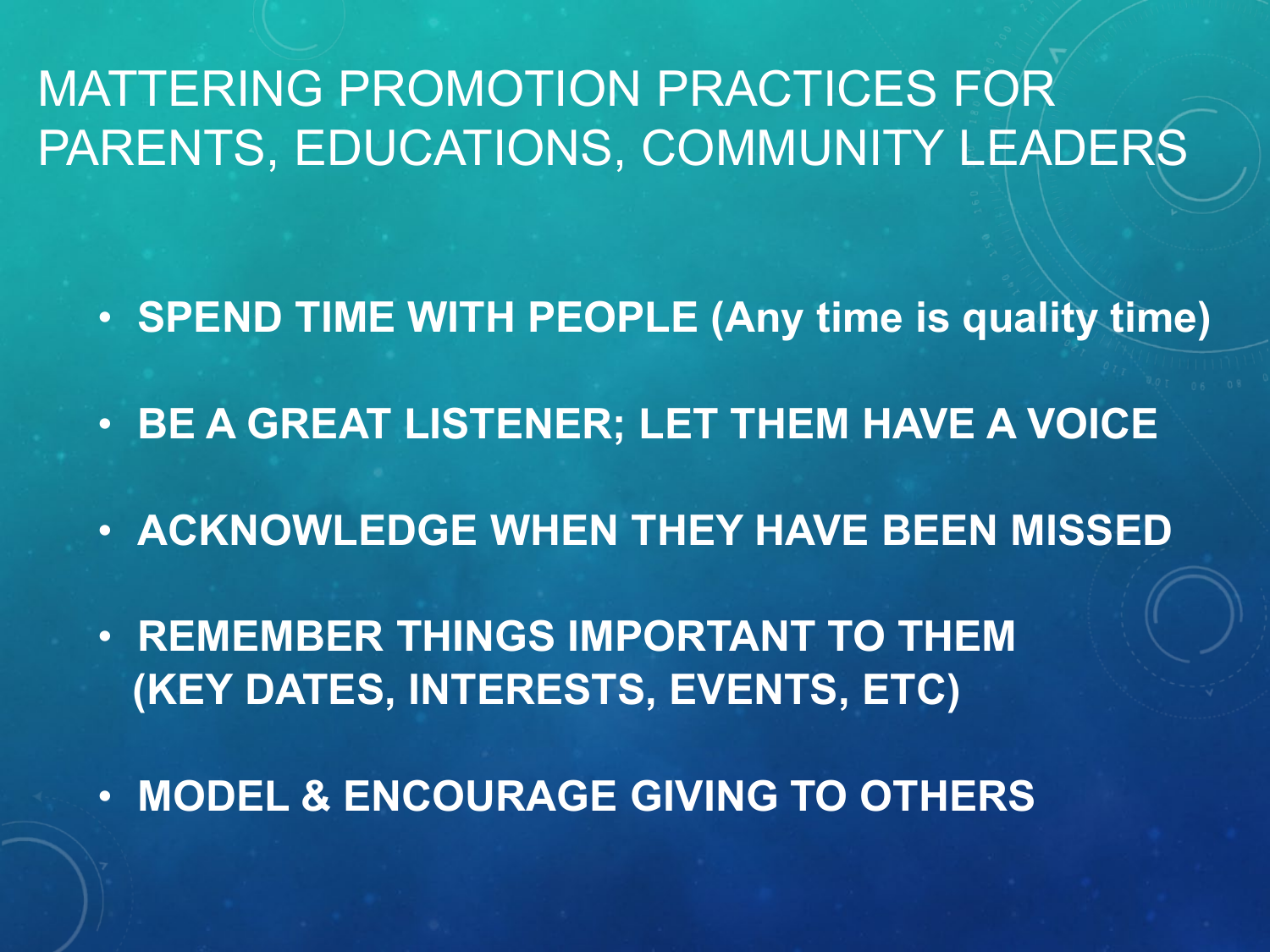# MATTERING PROMOTION PRACTICES FOR PARENTS, EDUCATIONS, COMMUNITY LEADERS

- **SPEND TIME WITH PEOPLE (Any time is quality time)**
- **BE A GREAT LISTENER; LET THEM HAVE A VOICE**
- **ACKNOWLEDGE WHEN THEY HAVE BEEN MISSED**
- **REMEMBER THINGS IMPORTANT TO THEM (KEY DATES, INTERESTS, EVENTS, ETC)**
- **MODEL & ENCOURAGE GIVING TO OTHERS**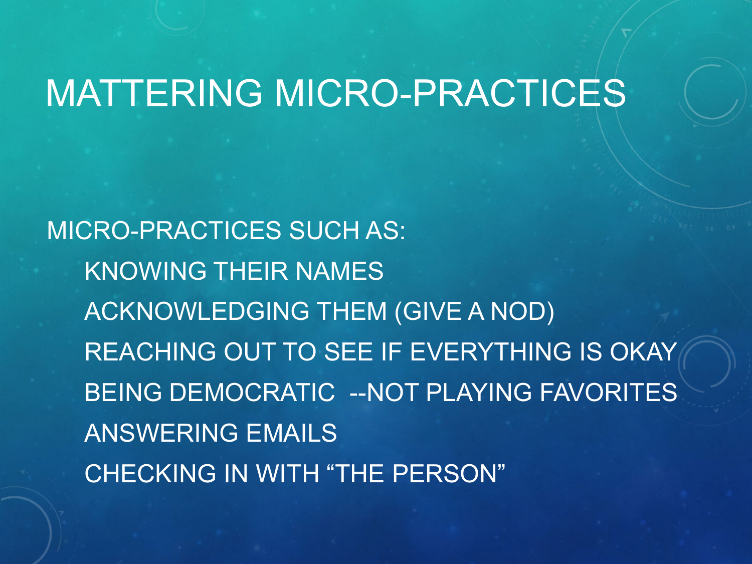# MATTERING MICRO-PRACTICES

MICRO-PRACTICES SUCH AS:

- KNOWING THEIR NAMES
- ACKNOWLEDGING THEM (GIVE A NOD)
- REACHING OUT TO SEE IF EVERYTHING IS OKAY
- BEING DEMOCRATIC --NOT PLAYING FAVORITES
- ANSWERING EMAILS
- CHECKING IN WITH "THE PERSON"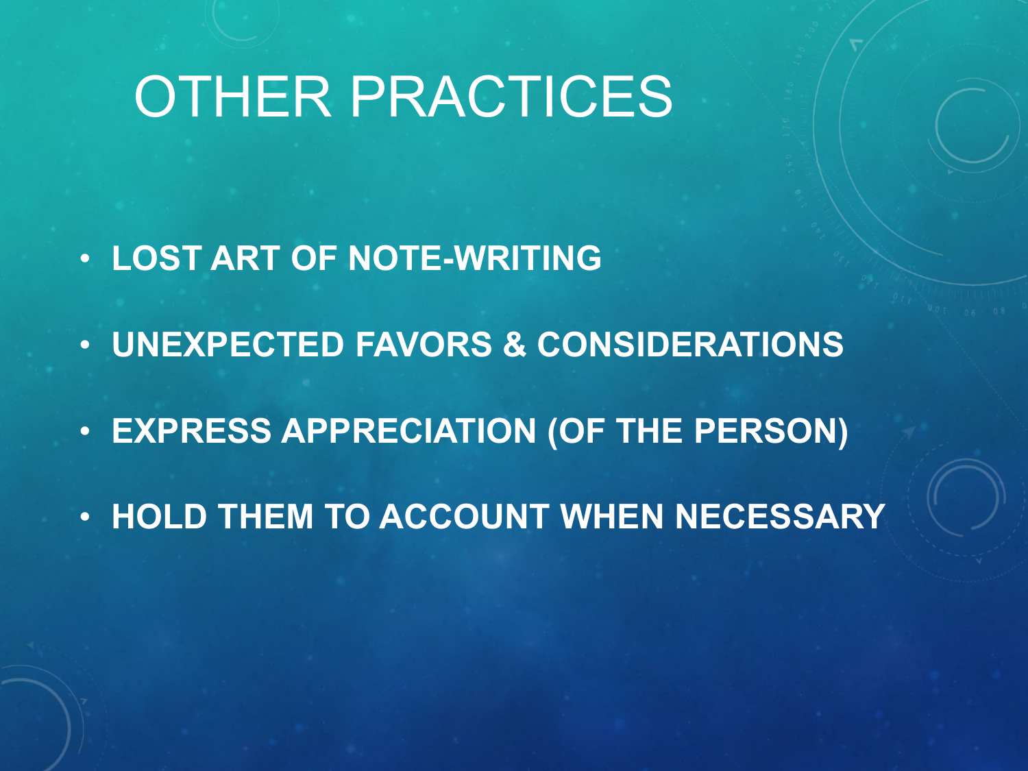# OTHER PRACTICES

- **LOST ART OF NOTE-WRITING**
- **UNEXPECTED FAVORS & CONSIDERATIONS**
- **EXPRESS APPRECIATION (OF THE PERSON)**
- **HOLD THEM TO ACCOUNT WHEN NECESSARY**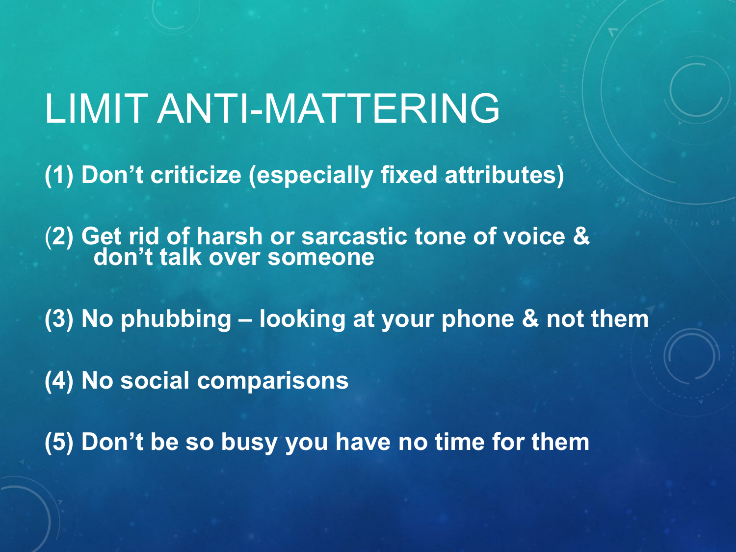# LIMIT ANTI-MATTERING

**(1) Don't criticize (especially fixed attributes)**

**(2) Get rid of harsh or sarcastic tone of voice & don't talk over someone**

**(3) No phubbing – looking at your phone & not them**

**(4) No social comparisons**

**(5) Don't be so busy you have no time for them**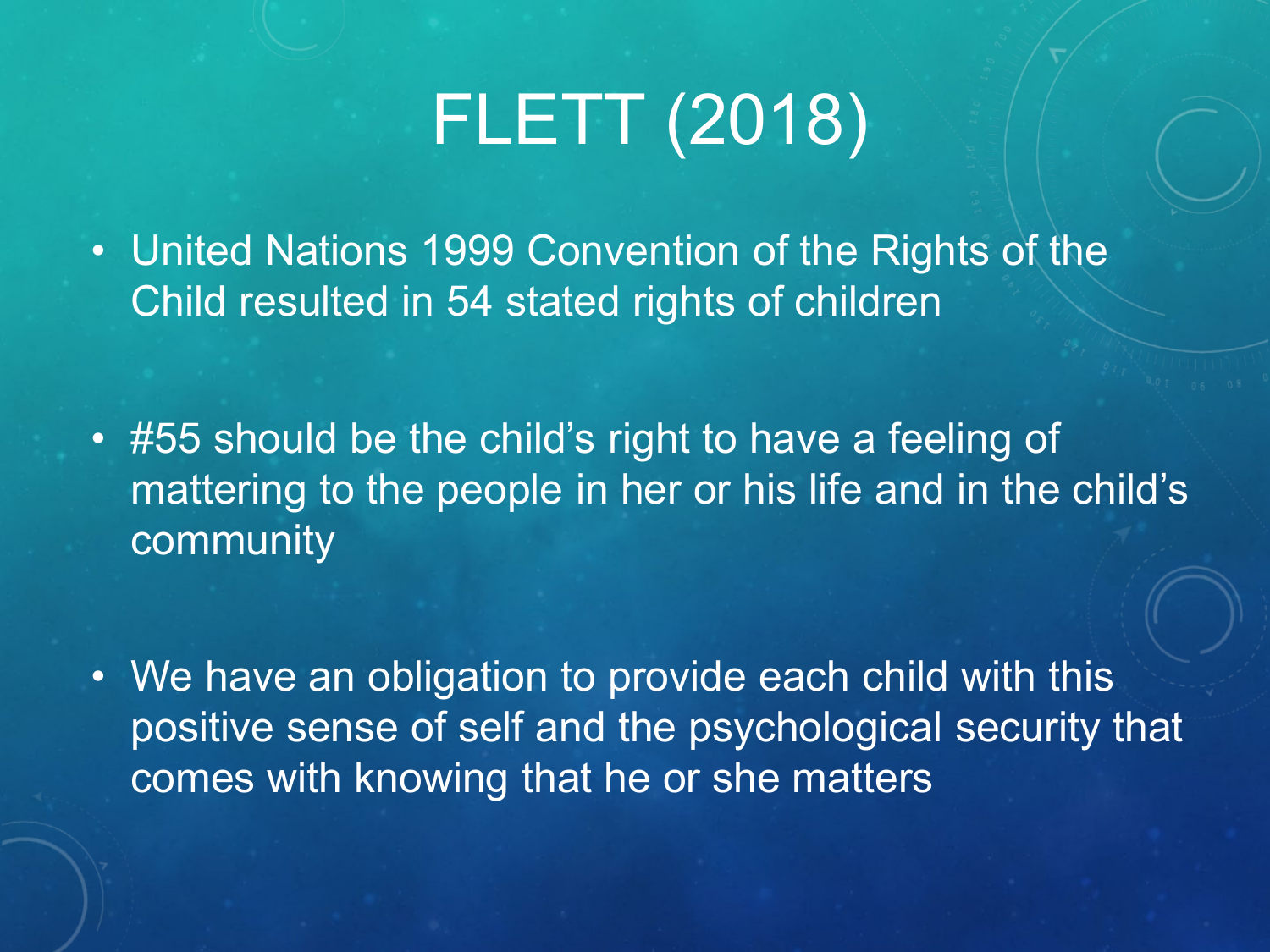# FLETT (2018)

- United Nations 1999 Convention of the Rights of the Child resulted in 54 stated rights of children
- #55 should be the child's right to have a feeling of mattering to the people in her or his life and in the child's community
- We have an obligation to provide each child with this positive sense of self and the psychological security that comes with knowing that he or she matters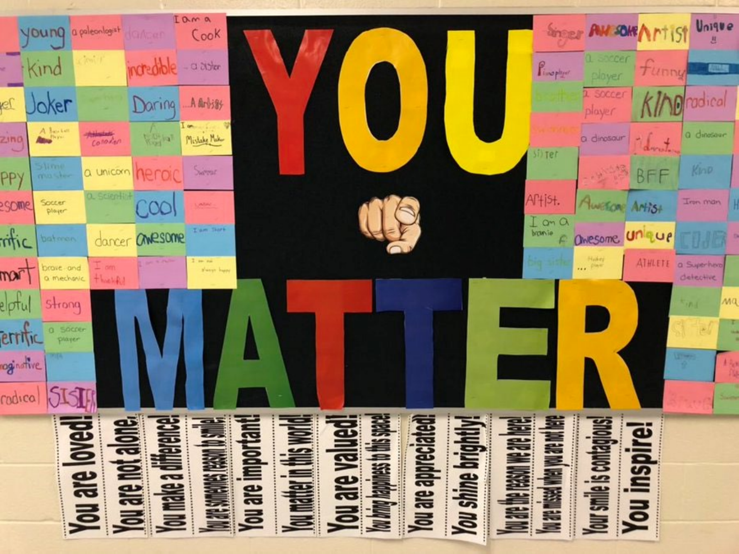# YOU MATTER

You are loved!

You are not alone.

You make a difference!

You are someones reason to smile!

You are important!

You matter in this world!

You are valued!

You bring happiness to this space!

You are appreciated!

You shine brightly!

You are the reason we are here!

You are missed when you are not here

Your smile is contagious!

You inspire!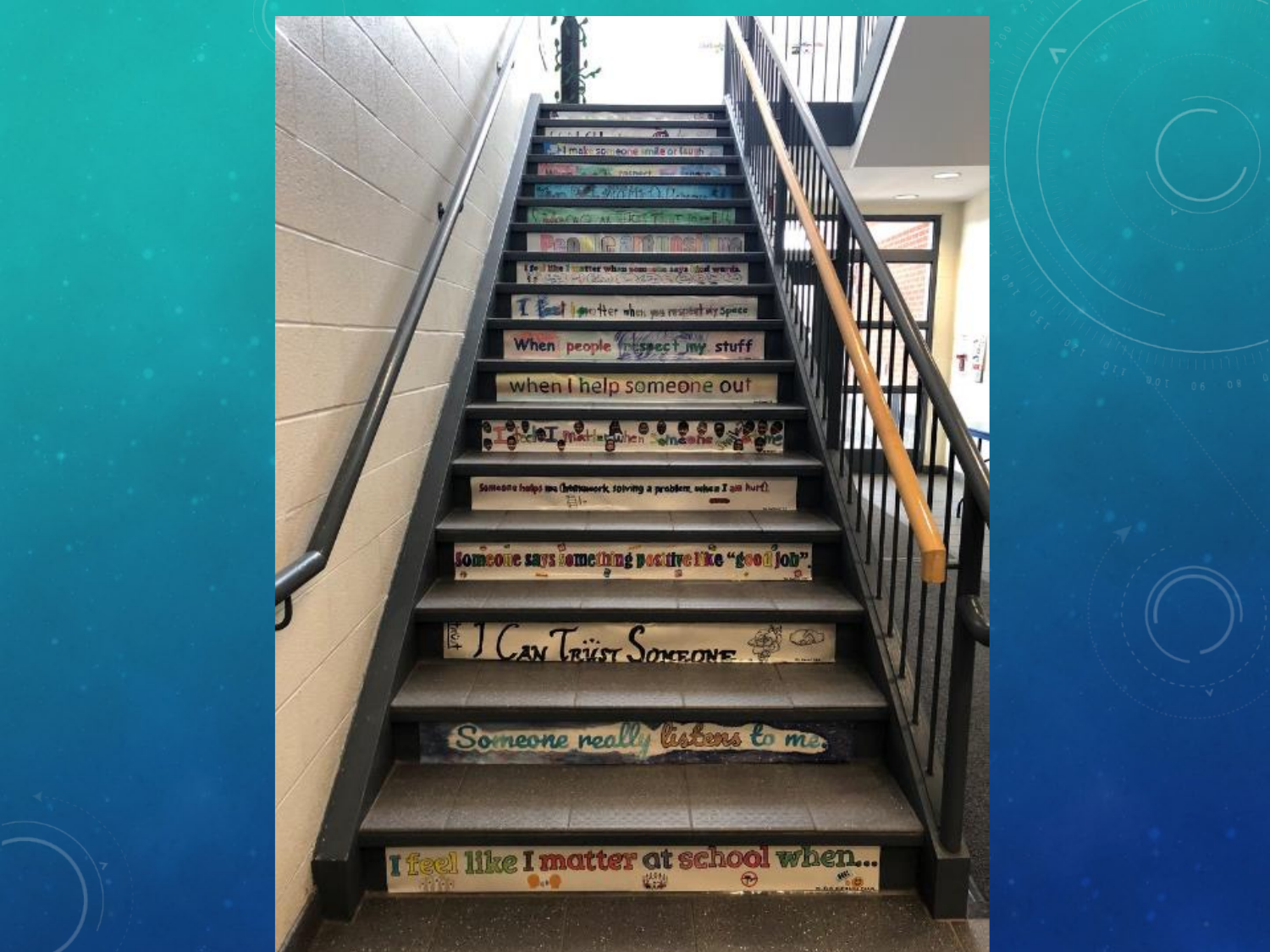I feel like I matter at school when...

Someone really listens to me.

I Can Trust Someone

Someone says something positive like "good job".

Someone helps me (homework, solving a problem, when I am hurt).

I feel I matter when someone

when I help someone out

When people respect my stuff

I feel I matter when you respect my space

I feel like I matter when someone says kind words

I make someone smile or laugh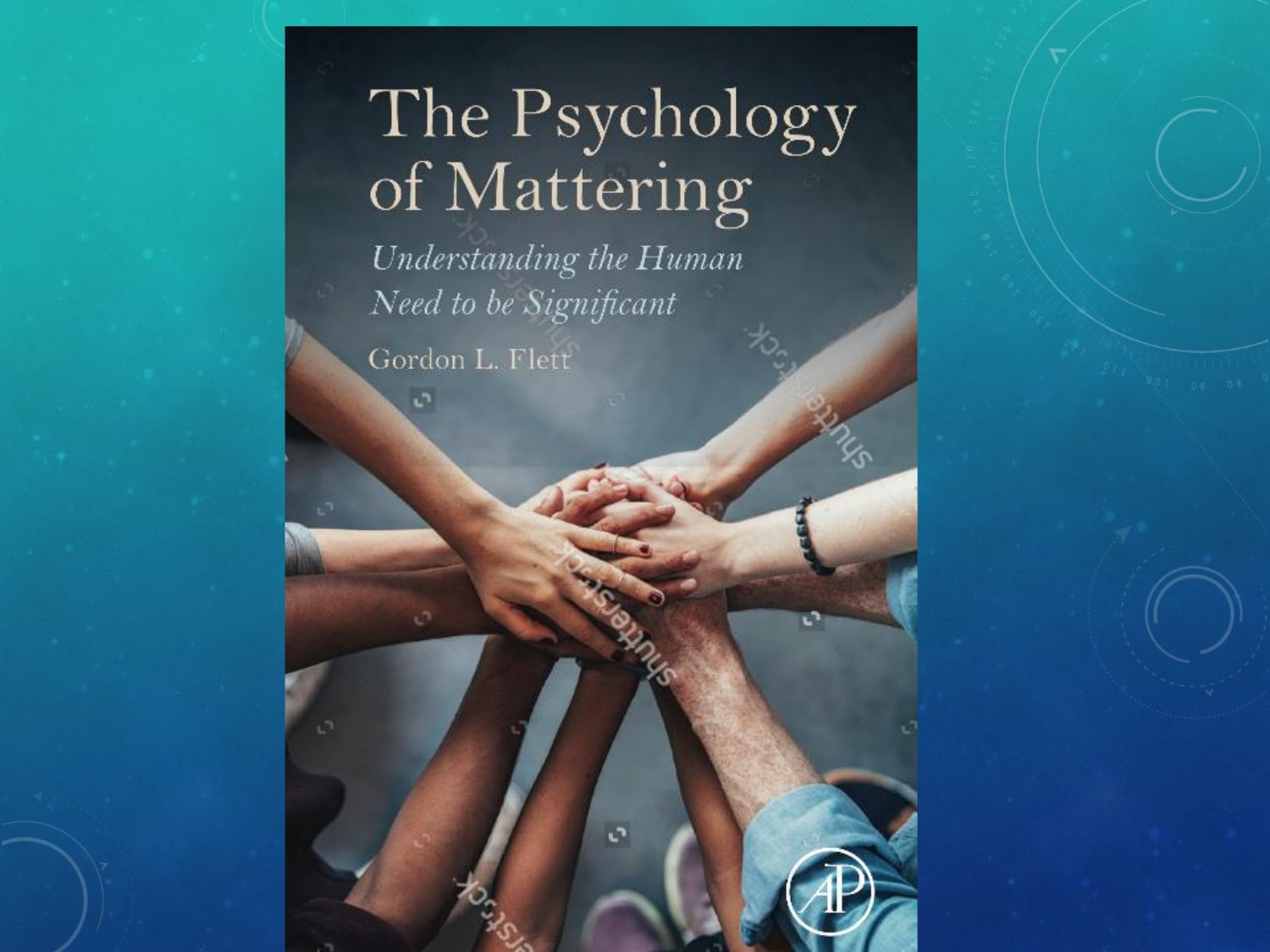# The Psychology of Mattering

*Understanding the Human Need to be Significant*

Gordon L. Flett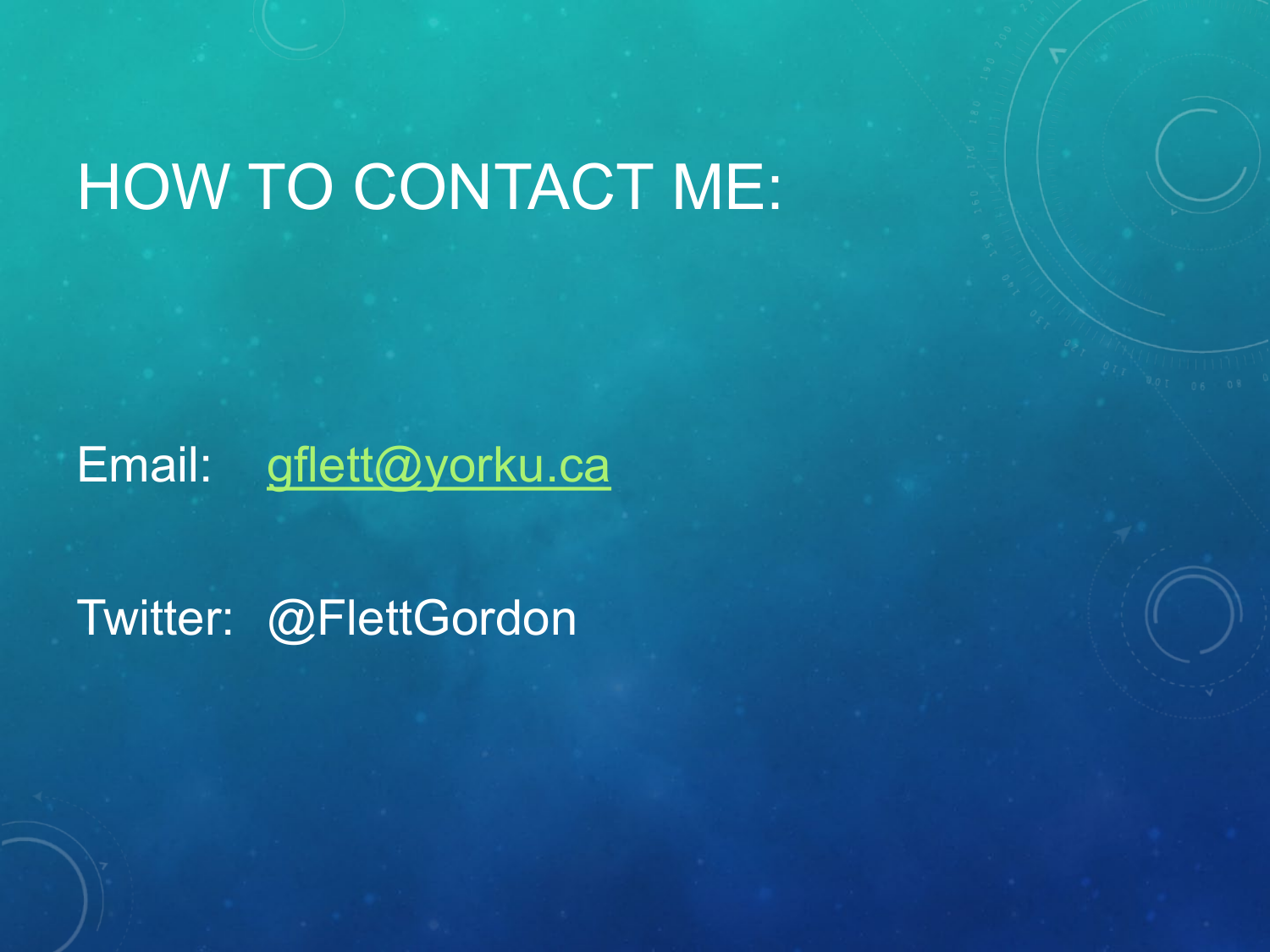# HOW TO CONTACT ME:

Email: gflett@yorku.ca

Twitter: @FlettGordon